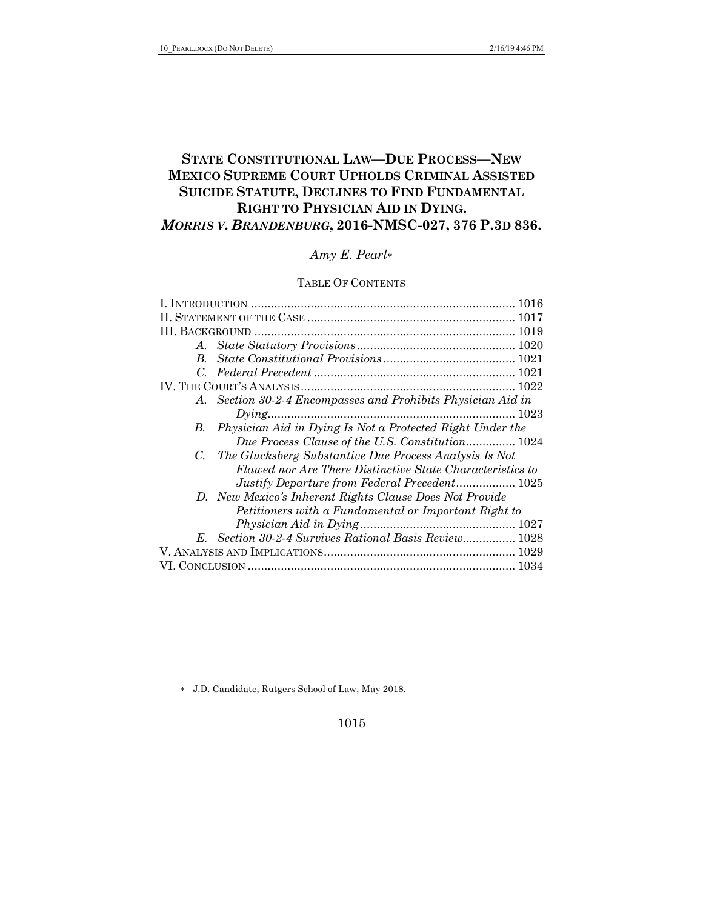# STATE CONSTITUTIONAL LAW—DUE PROCESS—NEW MEXICO SUPREME COURT UPHOLDS CRIMINAL ASSISTED SUICIDE STATUTE, DECLINES TO FIND FUNDAMENTAL RIGHT TO PHYSICIAN AID IN DYING. *MORRIS V. BRANDENBURG*, 2016-NMSC-027, 376 P.3D 836.

*Amy E. Pearl*[*]

TABLE OF CONTENTS

I. INTRODUCTION ........ 1016
II. STATEMENT OF THE CASE ........ 1017
III. BACKGROUND ........ 1019
  *A. State Statutory Provisions* ........ 1020
  *B. State Constitutional Provisions* ........ 1021
  *C. Federal Precedent* ........ 1021
IV. THE COURT'S ANALYSIS ........ 1022
  *A. Section 30-2-4 Encompasses and Prohibits Physician Aid in Dying* ........ 1023
  *B. Physician Aid in Dying Is Not a Protected Right Under the Due Process Clause of the U.S. Constitution* ........ 1024
  *C. The Glucksberg Substantive Due Process Analysis Is Not Flawed nor Are There Distinctive State Characteristics to Justify Departure from Federal Precedent* ........ 1025
  *D. New Mexico's Inherent Rights Clause Does Not Provide Petitioners with a Fundamental or Important Right to Physician Aid in Dying* ........ 1027
  *E. Section 30-2-4 Survives Rational Basis Review* ........ 1028
V. ANALYSIS AND IMPLICATIONS ........ 1029
VI. CONCLUSION ........ 1034

[*] J.D. Candidate, Rutgers School of Law, May 2018.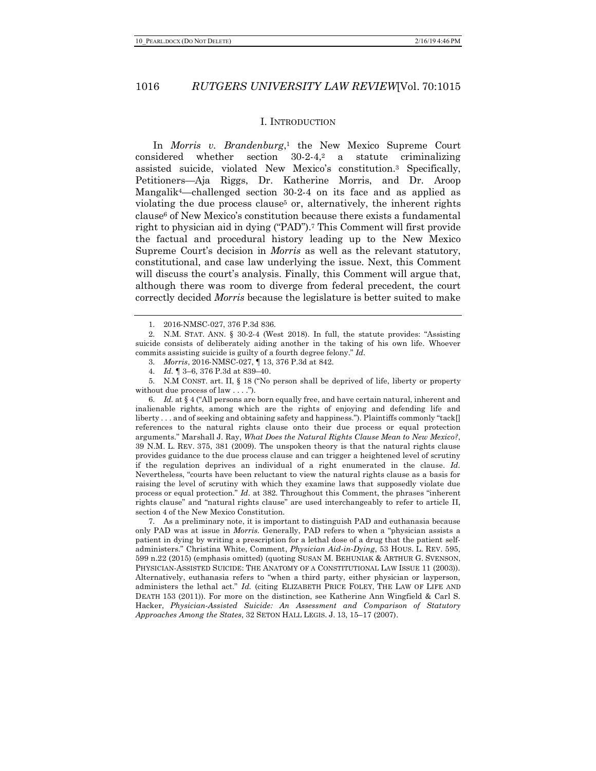## I. Introduction

In *Morris v. Brandenburg*,[1] the New Mexico Supreme Court considered whether section 30-2-4,[2] a statute criminalizing assisted suicide, violated New Mexico's constitution.[3] Specifically, Petitioners—Aja Riggs, Dr. Katherine Morris, and Dr. Aroop Mangalik[4]—challenged section 30-2-4 on its face and as applied as violating the due process clause[5] or, alternatively, the inherent rights clause[6] of New Mexico's constitution because there exists a fundamental right to physician aid in dying ("PAD").[7] This Comment will first provide the factual and procedural history leading up to the New Mexico Supreme Court's decision in *Morris* as well as the relevant statutory, constitutional, and case law underlying the issue. Next, this Comment will discuss the court's analysis. Finally, this Comment will argue that, although there was room to diverge from federal precedent, the court correctly decided *Morris* because the legislature is better suited to make

---

1. 2016-NMSC-027, 376 P.3d 836.

2. N.M. Stat. Ann. § 30-2-4 (West 2018). In full, the statute provides: "Assisting suicide consists of deliberately aiding another in the taking of his own life. Whoever commits assisting suicide is guilty of a fourth degree felony." *Id.*

3. *Morris*, 2016-NMSC-027, ¶ 13, 376 P.3d at 842.

4. *Id.* ¶ 3–6, 376 P.3d at 839–40.

5. N.M Const. art. II, § 18 ("No person shall be deprived of life, liberty or property without due process of law . . . .").

6. *Id.* at § 4 ("All persons are born equally free, and have certain natural, inherent and inalienable rights, among which are the rights of enjoying and defending life and liberty . . . and of seeking and obtaining safety and happiness."). Plaintiffs commonly "tack[] references to the natural rights clause onto their due process or equal protection arguments." Marshall J. Ray, *What Does the Natural Rights Clause Mean to New Mexico?*, 39 N.M. L. Rev. 375, 381 (2009). The unspoken theory is that the natural rights clause provides guidance to the due process clause and can trigger a heightened level of scrutiny if the regulation deprives an individual of a right enumerated in the clause. *Id.* Nevertheless, "courts have been reluctant to view the natural rights clause as a basis for raising the level of scrutiny with which they examine laws that supposedly violate due process or equal protection." *Id.* at 382. Throughout this Comment, the phrases "inherent rights clause" and "natural rights clause" are used interchangeably to refer to article II, section 4 of the New Mexico Constitution.

7. As a preliminary note, it is important to distinguish PAD and euthanasia because only PAD was at issue in *Morris*. Generally, PAD refers to when a "physician assists a patient in dying by writing a prescription for a lethal dose of a drug that the patient self-administers." Christina White, Comment, *Physician Aid-in-Dying*, 53 Hous. L. Rev. 595, 599 n.22 (2015) (emphasis omitted) (quoting Susan M. Behuniak & Arthur G. Svenson, Physician-Assisted Suicide: The Anatomy of a Constitutional Law Issue 11 (2003)). Alternatively, euthanasia refers to "when a third party, either physician or layperson, administers the lethal act." *Id.* (citing Elizabeth Price Foley, The Law of Life and Death 153 (2011)). For more on the distinction, see Katherine Ann Wingfield & Carl S. Hacker, *Physician-Assisted Suicide: An Assessment and Comparison of Statutory Approaches Among the States*, 32 Seton Hall Legis. J. 13, 15–17 (2007).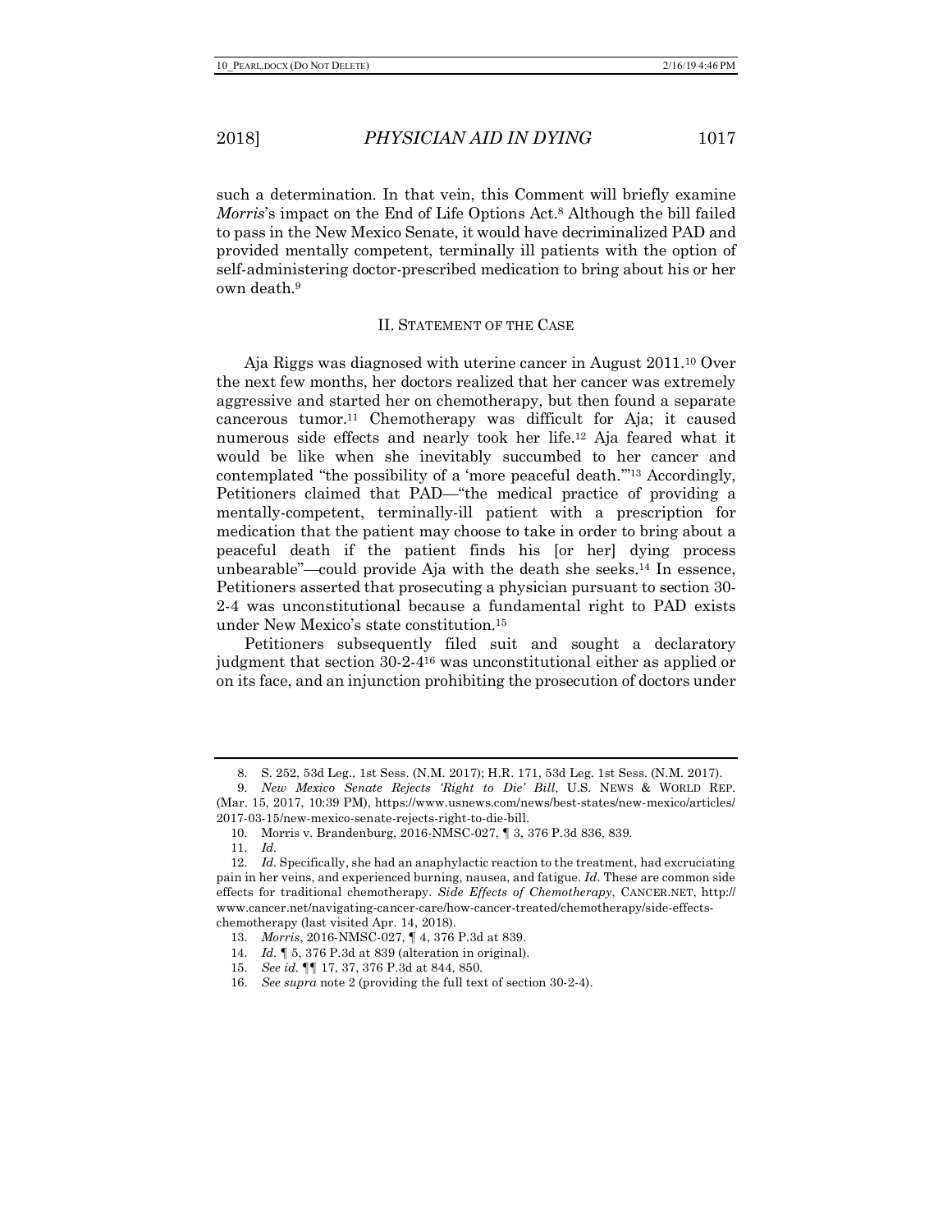such a determination. In that vein, this Comment will briefly examine *Morris*'s impact on the End of Life Options Act.[8] Although the bill failed to pass in the New Mexico Senate, it would have decriminalized PAD and provided mentally competent, terminally ill patients with the option of self-administering doctor-prescribed medication to bring about his or her own death.[9]

## II. STATEMENT OF THE CASE

Aja Riggs was diagnosed with uterine cancer in August 2011.[10] Over the next few months, her doctors realized that her cancer was extremely aggressive and started her on chemotherapy, but then found a separate cancerous tumor.[11] Chemotherapy was difficult for Aja; it caused numerous side effects and nearly took her life.[12] Aja feared what it would be like when she inevitably succumbed to her cancer and contemplated "the possibility of a 'more peaceful death.'"[13] Accordingly, Petitioners claimed that PAD—"the medical practice of providing a mentally-competent, terminally-ill patient with a prescription for medication that the patient may choose to take in order to bring about a peaceful death if the patient finds his [or her] dying process unbearable"—could provide Aja with the death she seeks.[14] In essence, Petitioners asserted that prosecuting a physician pursuant to section 30-2-4 was unconstitutional because a fundamental right to PAD exists under New Mexico's state constitution.[15]

Petitioners subsequently filed suit and sought a declaratory judgment that section 30-2-4[16] was unconstitutional either as applied or on its face, and an injunction prohibiting the prosecution of doctors under

---

8. S. 252, 53d Leg., 1st Sess. (N.M. 2017); H.R. 171, 53d Leg. 1st Sess. (N.M. 2017).

9. *New Mexico Senate Rejects 'Right to Die' Bill*, U.S. NEWS & WORLD REP. (Mar. 15, 2017, 10:39 PM), https://www.usnews.com/news/best-states/new-mexico/articles/2017-03-15/new-mexico-senate-rejects-right-to-die-bill.

10. Morris v. Brandenburg, 2016-NMSC-027, ¶ 3, 376 P.3d 836, 839.

11. *Id.*

12. *Id.* Specifically, she had an anaphylactic reaction to the treatment, had excruciating pain in her veins, and experienced burning, nausea, and fatigue. *Id.* These are common side effects for traditional chemotherapy. *Side Effects of Chemotherapy*, CANCER.NET, http://www.cancer.net/navigating-cancer-care/how-cancer-treated/chemotherapy/side-effects-chemotherapy (last visited Apr. 14, 2018).

13. *Morris*, 2016-NMSC-027, ¶ 4, 376 P.3d at 839.

14. *Id.* ¶ 5, 376 P.3d at 839 (alteration in original).

15. *See id.* ¶¶ 17, 37, 376 P.3d at 844, 850.

16. *See supra* note 2 (providing the full text of section 30-2-4).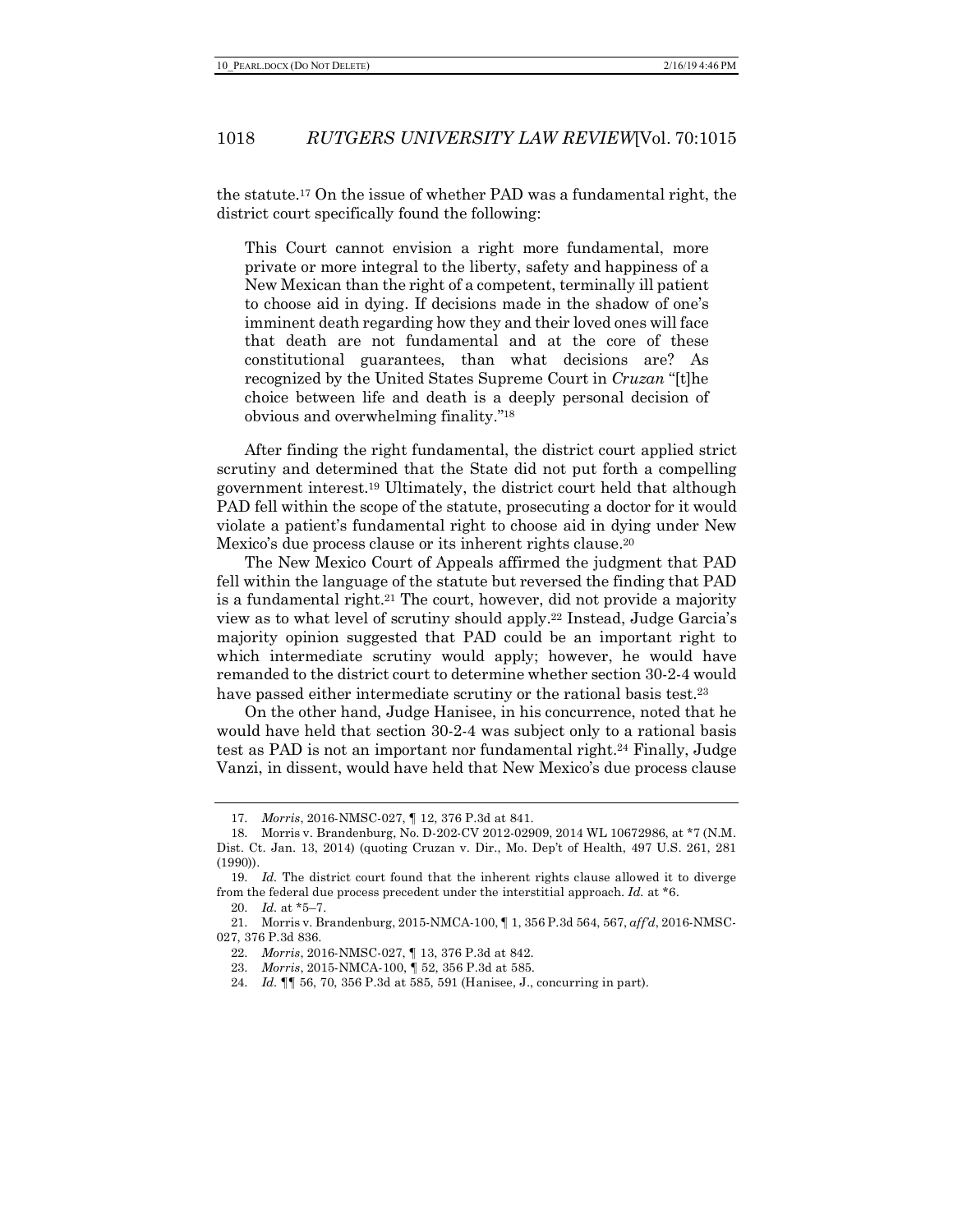the statute.[17] On the issue of whether PAD was a fundamental right, the district court specifically found the following:

> This Court cannot envision a right more fundamental, more private or more integral to the liberty, safety and happiness of a New Mexican than the right of a competent, terminally ill patient to choose aid in dying. If decisions made in the shadow of one's imminent death regarding how they and their loved ones will face that death are not fundamental and at the core of these constitutional guarantees, than what decisions are? As recognized by the United States Supreme Court in *Cruzan* "[t]he choice between life and death is a deeply personal decision of obvious and overwhelming finality."[18]

After finding the right fundamental, the district court applied strict scrutiny and determined that the State did not put forth a compelling government interest.[19] Ultimately, the district court held that although PAD fell within the scope of the statute, prosecuting a doctor for it would violate a patient's fundamental right to choose aid in dying under New Mexico's due process clause or its inherent rights clause.[20]

The New Mexico Court of Appeals affirmed the judgment that PAD fell within the language of the statute but reversed the finding that PAD is a fundamental right.[21] The court, however, did not provide a majority view as to what level of scrutiny should apply.[22] Instead, Judge Garcia's majority opinion suggested that PAD could be an important right to which intermediate scrutiny would apply; however, he would have remanded to the district court to determine whether section 30-2-4 would have passed either intermediate scrutiny or the rational basis test.[23]

On the other hand, Judge Hanisee, in his concurrence, noted that he would have held that section 30-2-4 was subject only to a rational basis test as PAD is not an important nor fundamental right.[24] Finally, Judge Vanzi, in dissent, would have held that New Mexico's due process clause

---

17. *Morris*, 2016-NMSC-027, ¶ 12, 376 P.3d at 841.

18. Morris v. Brandenburg, No. D-202-CV 2012-02909, 2014 WL 10672986, at *7 (N.M. Dist. Ct. Jan. 13, 2014) (quoting Cruzan v. Dir., Mo. Dep't of Health, 497 U.S. 261, 281 (1990)).

19. *Id.* The district court found that the inherent rights clause allowed it to diverge from the federal due process precedent under the interstitial approach. *Id.* at *6.

20. *Id.* at *5–7.

21. Morris v. Brandenburg, 2015-NMCA-100, ¶ 1, 356 P.3d 564, 567, *aff'd*, 2016-NMSC-027, 376 P.3d 836.

22. *Morris*, 2016-NMSC-027, ¶ 13, 376 P.3d at 842.

23. *Morris*, 2015-NMCA-100, ¶ 52, 356 P.3d at 585.

24. *Id.* ¶¶ 56, 70, 356 P.3d at 585, 591 (Hanisee, J., concurring in part).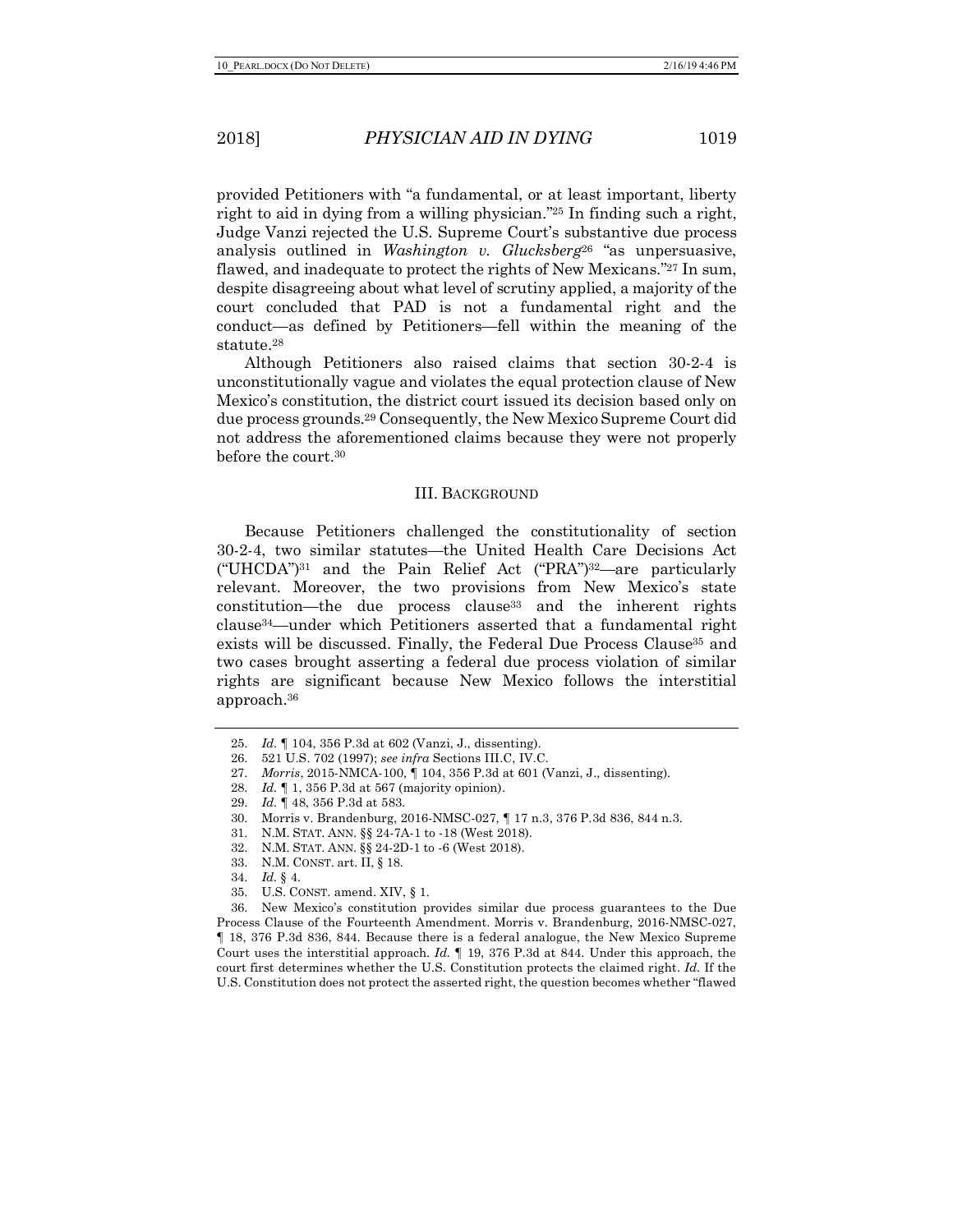provided Petitioners with "a fundamental, or at least important, liberty right to aid in dying from a willing physician."[25] In finding such a right, Judge Vanzi rejected the U.S. Supreme Court's substantive due process analysis outlined in *Washington v. Glucksberg*[26] "as unpersuasive, flawed, and inadequate to protect the rights of New Mexicans."[27] In sum, despite disagreeing about what level of scrutiny applied, a majority of the court concluded that PAD is not a fundamental right and the conduct—as defined by Petitioners—fell within the meaning of the statute.[28]

Although Petitioners also raised claims that section 30-2-4 is unconstitutionally vague and violates the equal protection clause of New Mexico's constitution, the district court issued its decision based only on due process grounds.[29] Consequently, the New Mexico Supreme Court did not address the aforementioned claims because they were not properly before the court.[30]

## III. BACKGROUND

Because Petitioners challenged the constitutionality of section 30-2-4, two similar statutes—the United Health Care Decisions Act ("UHCDA")[31] and the Pain Relief Act ("PRA")[32]—are particularly relevant. Moreover, the two provisions from New Mexico's state constitution—the due process clause[33] and the inherent rights clause[34]—under which Petitioners asserted that a fundamental right exists will be discussed. Finally, the Federal Due Process Clause[35] and two cases brought asserting a federal due process violation of similar rights are significant because New Mexico follows the interstitial approach.[36]

---

25. *Id.* ¶ 104, 356 P.3d at 602 (Vanzi, J., dissenting).
26. 521 U.S. 702 (1997); *see infra* Sections III.C, IV.C.
27. *Morris*, 2015-NMCA-100, ¶ 104, 356 P.3d at 601 (Vanzi, J., dissenting).
28. *Id.* ¶ 1, 356 P.3d at 567 (majority opinion).
29. *Id.* ¶ 48, 356 P.3d at 583.
30. Morris v. Brandenburg, 2016-NMSC-027, ¶ 17 n.3, 376 P.3d 836, 844 n.3.
31. N.M. STAT. ANN. §§ 24-7A-1 to -18 (West 2018).
32. N.M. STAT. ANN. §§ 24-2D-1 to -6 (West 2018).
33. N.M. CONST. art. II, § 18.
34. *Id.* § 4.
35. U.S. CONST. amend. XIV, § 1.
36. New Mexico's constitution provides similar due process guarantees to the Due Process Clause of the Fourteenth Amendment. Morris v. Brandenburg, 2016-NMSC-027, ¶ 18, 376 P.3d 836, 844. Because there is a federal analogue, the New Mexico Supreme Court uses the interstitial approach. *Id.* ¶ 19, 376 P.3d at 844. Under this approach, the court first determines whether the U.S. Constitution protects the claimed right. *Id.* If the U.S. Constitution does not protect the asserted right, the question becomes whether "flawed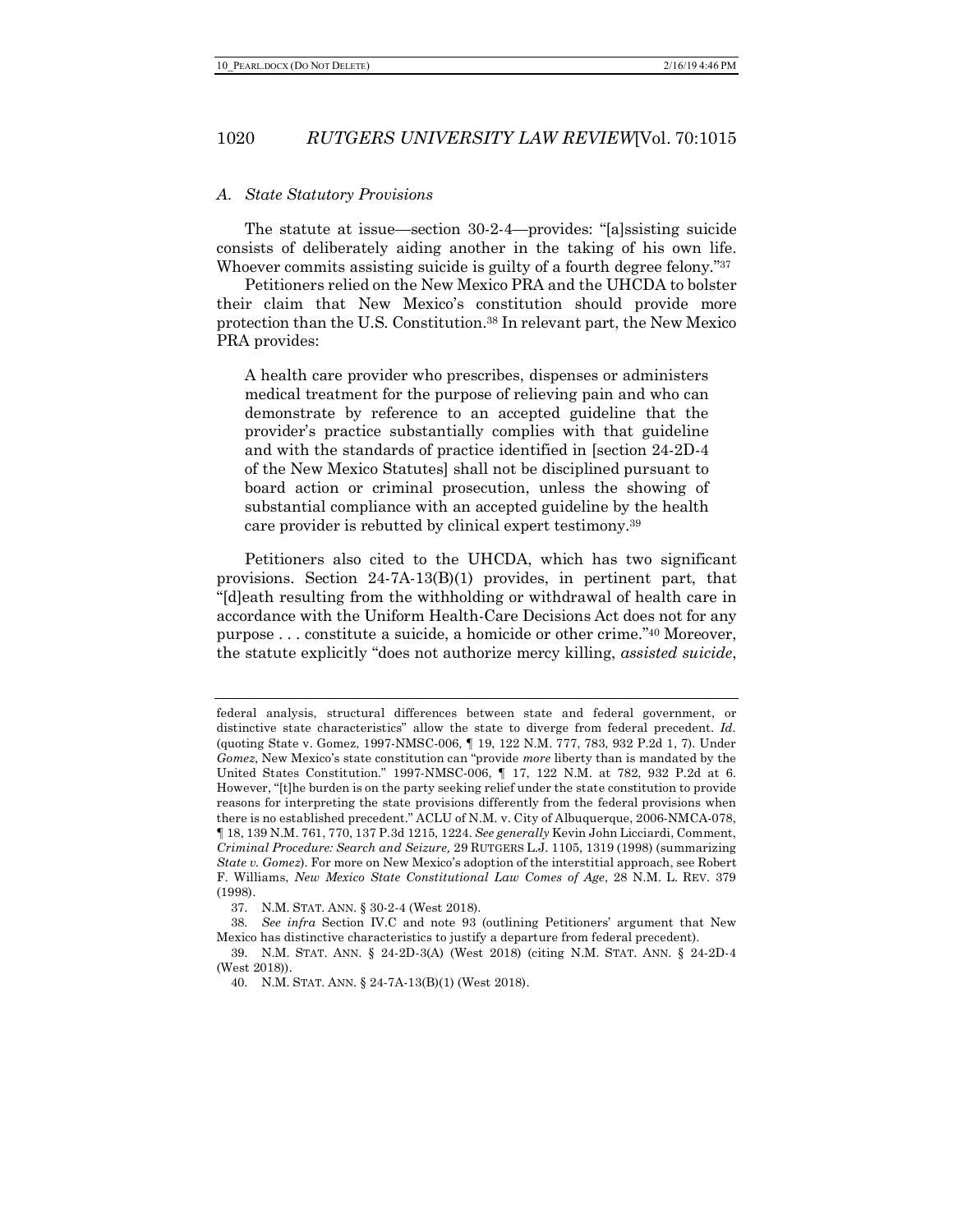### *A. State Statutory Provisions*

The statute at issue—section 30-2-4—provides: "[a]ssisting suicide consists of deliberately aiding another in the taking of his own life. Whoever commits assisting suicide is guilty of a fourth degree felony."[37]

Petitioners relied on the New Mexico PRA and the UHCDA to bolster their claim that New Mexico's constitution should provide more protection than the U.S. Constitution.[38] In relevant part, the New Mexico PRA provides:

> A health care provider who prescribes, dispenses or administers medical treatment for the purpose of relieving pain and who can demonstrate by reference to an accepted guideline that the provider's practice substantially complies with that guideline and with the standards of practice identified in [section 24-2D-4 of the New Mexico Statutes] shall not be disciplined pursuant to board action or criminal prosecution, unless the showing of substantial compliance with an accepted guideline by the health care provider is rebutted by clinical expert testimony.[39]

Petitioners also cited to the UHCDA, which has two significant provisions. Section 24-7A-13(B)(1) provides, in pertinent part, that "[d]eath resulting from the withholding or withdrawal of health care in accordance with the Uniform Health-Care Decisions Act does not for any purpose . . . constitute a suicide, a homicide or other crime."[40] Moreover, the statute explicitly "does not authorize mercy killing, *assisted suicide*,

---

federal analysis, structural differences between state and federal government, or distinctive state characteristics" allow the state to diverge from federal precedent. *Id.* (quoting State v. Gomez, 1997-NMSC-006, ¶ 19, 122 N.M. 777, 783, 932 P.2d 1, 7). Under *Gomez*, New Mexico's state constitution can "provide *more* liberty than is mandated by the United States Constitution." 1997-NMSC-006, ¶ 17, 122 N.M. at 782, 932 P.2d at 6. However, "[t]he burden is on the party seeking relief under the state constitution to provide reasons for interpreting the state provisions differently from the federal provisions when there is no established precedent." ACLU of N.M. v. City of Albuquerque, 2006-NMCA-078, ¶ 18, 139 N.M. 761, 770, 137 P.3d 1215, 1224. *See generally* Kevin John Licciardi, Comment, *Criminal Procedure: Search and Seizure,* 29 RUTGERS L.J. 1105, 1319 (1998) (summarizing *State v. Gomez*). For more on New Mexico's adoption of the interstitial approach, see Robert F. Williams, *New Mexico State Constitutional Law Comes of Age*, 28 N.M. L. REV. 379 (1998).

37. N.M. STAT. ANN. § 30-2-4 (West 2018).

38. *See infra* Section IV.C and note 93 (outlining Petitioners' argument that New Mexico has distinctive characteristics to justify a departure from federal precedent).

39. N.M. STAT. ANN. § 24-2D-3(A) (West 2018) (citing N.M. STAT. ANN. § 24-2D-4 (West 2018)).

40. N.M. STAT. ANN. § 24-7A-13(B)(1) (West 2018).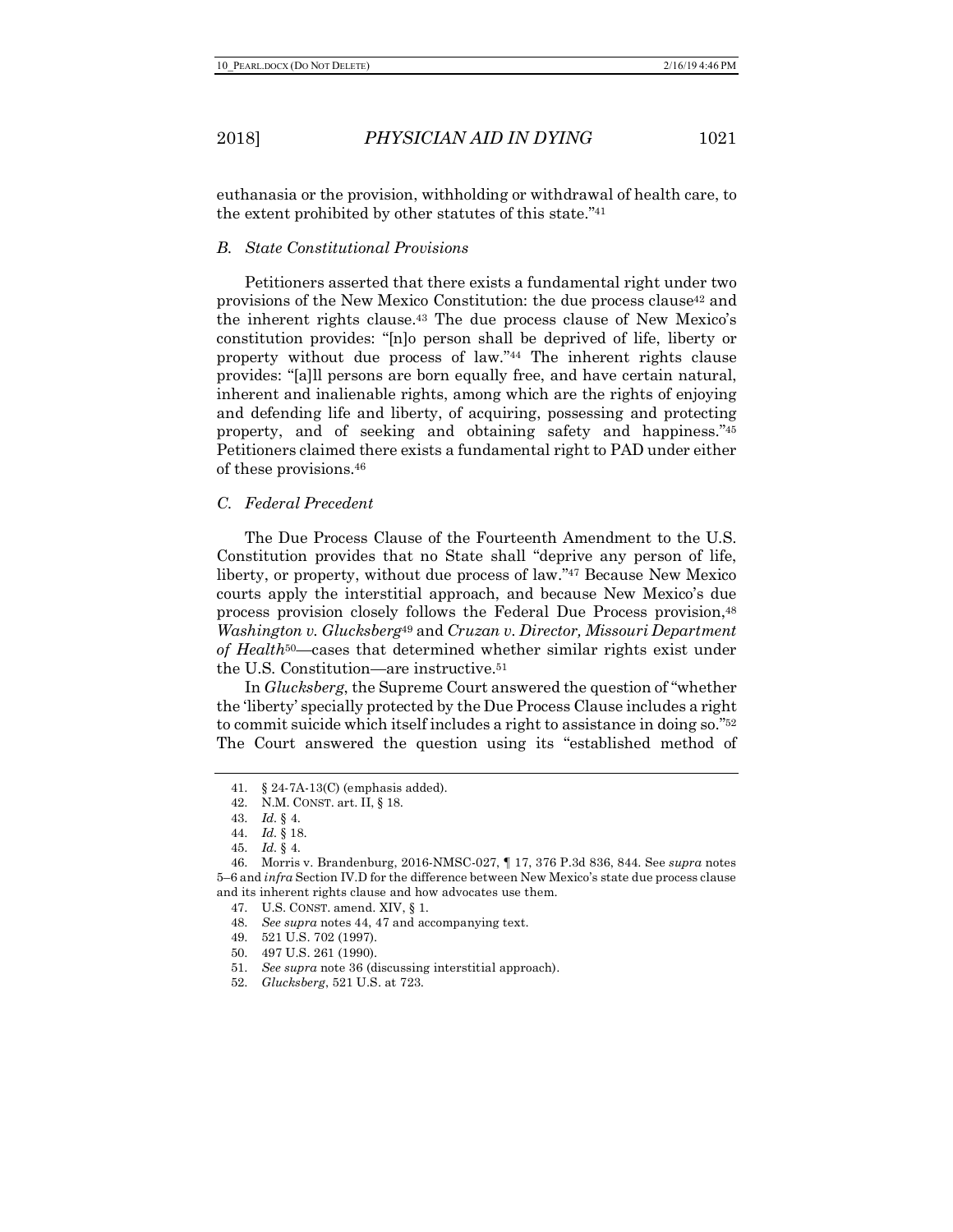euthanasia or the provision, withholding or withdrawal of health care, to the extent prohibited by other statutes of this state."[41]

### *B. State Constitutional Provisions*

Petitioners asserted that there exists a fundamental right under two provisions of the New Mexico Constitution: the due process clause[42] and the inherent rights clause.[43] The due process clause of New Mexico's constitution provides: "[n]o person shall be deprived of life, liberty or property without due process of law."[44] The inherent rights clause provides: "[a]ll persons are born equally free, and have certain natural, inherent and inalienable rights, among which are the rights of enjoying and defending life and liberty, of acquiring, possessing and protecting property, and of seeking and obtaining safety and happiness."[45] Petitioners claimed there exists a fundamental right to PAD under either of these provisions.[46]

### *C. Federal Precedent*

The Due Process Clause of the Fourteenth Amendment to the U.S. Constitution provides that no State shall "deprive any person of life, liberty, or property, without due process of law."[47] Because New Mexico courts apply the interstitial approach, and because New Mexico's due process provision closely follows the Federal Due Process provision,[48] *Washington v. Glucksberg*[49] and *Cruzan v. Director, Missouri Department of Health*[50]—cases that determined whether similar rights exist under the U.S. Constitution—are instructive.[51]

In *Glucksberg*, the Supreme Court answered the question of "whether the 'liberty' specially protected by the Due Process Clause includes a right to commit suicide which itself includes a right to assistance in doing so."[52] The Court answered the question using its "established method of

---

41. § 24-7A-13(C) (emphasis added).
42. N.M. CONST. art. II, § 18.
43. *Id.* § 4.
44. *Id.* § 18.
45. *Id.* § 4.
46. Morris v. Brandenburg, 2016-NMSC-027, ¶ 17, 376 P.3d 836, 844. See *supra* notes 5–6 and *infra* Section IV.D for the difference between New Mexico's state due process clause and its inherent rights clause and how advocates use them.
47. U.S. CONST. amend. XIV, § 1.
48. *See supra* notes 44, 47 and accompanying text.
49. 521 U.S. 702 (1997).
50. 497 U.S. 261 (1990).
51. *See supra* note 36 (discussing interstitial approach).
52. *Glucksberg*, 521 U.S. at 723.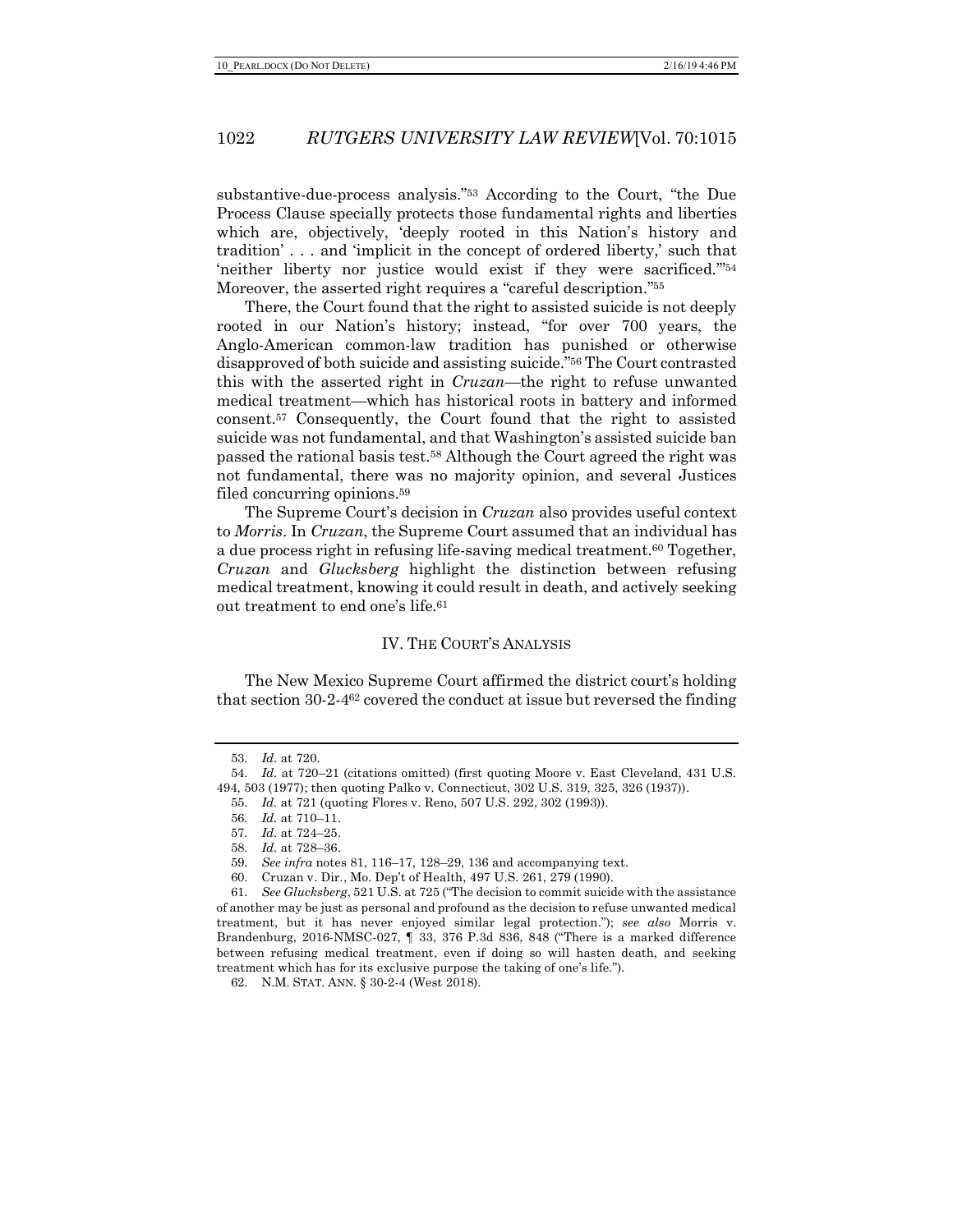substantive-due-process analysis."[53] According to the Court, "the Due Process Clause specially protects those fundamental rights and liberties which are, objectively, 'deeply rooted in this Nation's history and tradition' . . . and 'implicit in the concept of ordered liberty,' such that 'neither liberty nor justice would exist if they were sacrificed.'"[54] Moreover, the asserted right requires a "careful description."[55]

There, the Court found that the right to assisted suicide is not deeply rooted in our Nation's history; instead, "for over 700 years, the Anglo-American common-law tradition has punished or otherwise disapproved of both suicide and assisting suicide."[56] The Court contrasted this with the asserted right in *Cruzan*—the right to refuse unwanted medical treatment—which has historical roots in battery and informed consent.[57] Consequently, the Court found that the right to assisted suicide was not fundamental, and that Washington's assisted suicide ban passed the rational basis test.[58] Although the Court agreed the right was not fundamental, there was no majority opinion, and several Justices filed concurring opinions.[59]

The Supreme Court's decision in *Cruzan* also provides useful context to *Morris*. In *Cruzan*, the Supreme Court assumed that an individual has a due process right in refusing life-saving medical treatment.[60] Together, *Cruzan* and *Glucksberg* highlight the distinction between refusing medical treatment, knowing it could result in death, and actively seeking out treatment to end one's life.[61]

## IV. THE COURT'S ANALYSIS

The New Mexico Supreme Court affirmed the district court's holding that section 30-2-4[62] covered the conduct at issue but reversed the finding

---

53. *Id.* at 720.

54. *Id.* at 720–21 (citations omitted) (first quoting Moore v. East Cleveland, 431 U.S. 494, 503 (1977); then quoting Palko v. Connecticut, 302 U.S. 319, 325, 326 (1937)).

55. *Id.* at 721 (quoting Flores v. Reno, 507 U.S. 292, 302 (1993)).

56. *Id.* at 710–11.

57. *Id.* at 724–25.

58. *Id.* at 728–36.

59. *See infra* notes 81, 116–17, 128–29, 136 and accompanying text.

60. Cruzan v. Dir., Mo. Dep't of Health, 497 U.S. 261, 279 (1990).

61. *See Glucksberg*, 521 U.S. at 725 ("The decision to commit suicide with the assistance of another may be just as personal and profound as the decision to refuse unwanted medical treatment, but it has never enjoyed similar legal protection."); *see also* Morris v. Brandenburg, 2016-NMSC-027, ¶ 33, 376 P.3d 836, 848 ("There is a marked difference between refusing medical treatment, even if doing so will hasten death, and seeking treatment which has for its exclusive purpose the taking of one's life.").

62. N.M. STAT. ANN. § 30-2-4 (West 2018).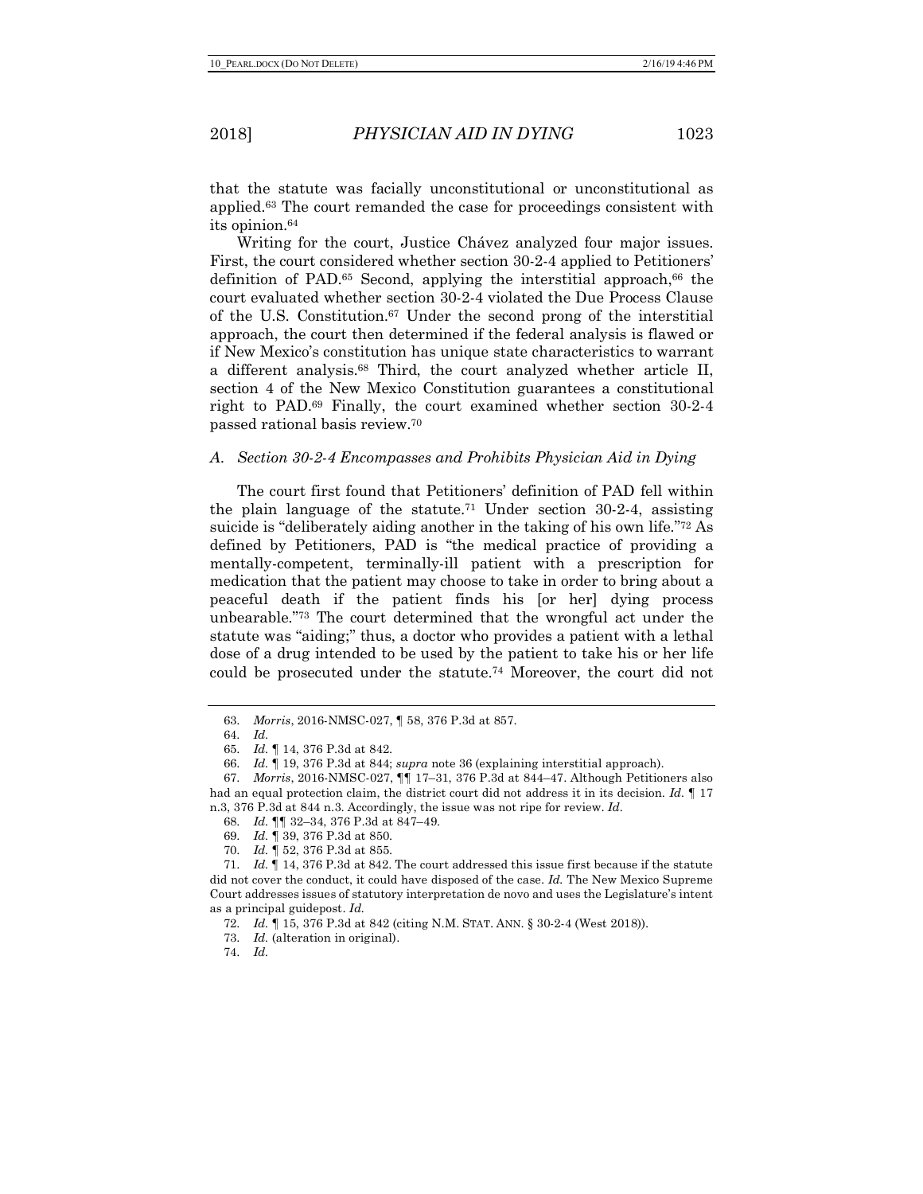that the statute was facially unconstitutional or unconstitutional as applied.[63] The court remanded the case for proceedings consistent with its opinion.[64]

Writing for the court, Justice Chávez analyzed four major issues. First, the court considered whether section 30-2-4 applied to Petitioners' definition of PAD.[65] Second, applying the interstitial approach,[66] the court evaluated whether section 30-2-4 violated the Due Process Clause of the U.S. Constitution.[67] Under the second prong of the interstitial approach, the court then determined if the federal analysis is flawed or if New Mexico's constitution has unique state characteristics to warrant a different analysis.[68] Third, the court analyzed whether article II, section 4 of the New Mexico Constitution guarantees a constitutional right to PAD.[69] Finally, the court examined whether section 30-2-4 passed rational basis review.[70]

### *A. Section 30-2-4 Encompasses and Prohibits Physician Aid in Dying*

The court first found that Petitioners' definition of PAD fell within the plain language of the statute.[71] Under section 30-2-4, assisting suicide is "deliberately aiding another in the taking of his own life."[72] As defined by Petitioners, PAD is "the medical practice of providing a mentally-competent, terminally-ill patient with a prescription for medication that the patient may choose to take in order to bring about a peaceful death if the patient finds his [or her] dying process unbearable."[73] The court determined that the wrongful act under the statute was "aiding;" thus, a doctor who provides a patient with a lethal dose of a drug intended to be used by the patient to take his or her life could be prosecuted under the statute.[74] Moreover, the court did not

---

63. *Morris*, 2016-NMSC-027, ¶ 58, 376 P.3d at 857.

64. *Id.*

65. *Id.* ¶ 14, 376 P.3d at 842.

66. *Id.* ¶ 19, 376 P.3d at 844; *supra* note 36 (explaining interstitial approach).

67. *Morris*, 2016-NMSC-027, ¶¶ 17–31, 376 P.3d at 844–47. Although Petitioners also had an equal protection claim, the district court did not address it in its decision. *Id.* ¶ 17 n.3, 376 P.3d at 844 n.3. Accordingly, the issue was not ripe for review. *Id*.

68. *Id.* ¶¶ 32–34, 376 P.3d at 847–49.

69. *Id.* ¶ 39, 376 P.3d at 850.

70. *Id.* ¶ 52, 376 P.3d at 855.

71. *Id.* ¶ 14, 376 P.3d at 842. The court addressed this issue first because if the statute did not cover the conduct, it could have disposed of the case. *Id.* The New Mexico Supreme Court addresses issues of statutory interpretation de novo and uses the Legislature's intent as a principal guidepost. *Id.*

72. *Id.* ¶ 15, 376 P.3d at 842 (citing N.M. STAT. ANN. § 30-2-4 (West 2018)).

73. *Id.* (alteration in original).

74. *Id.*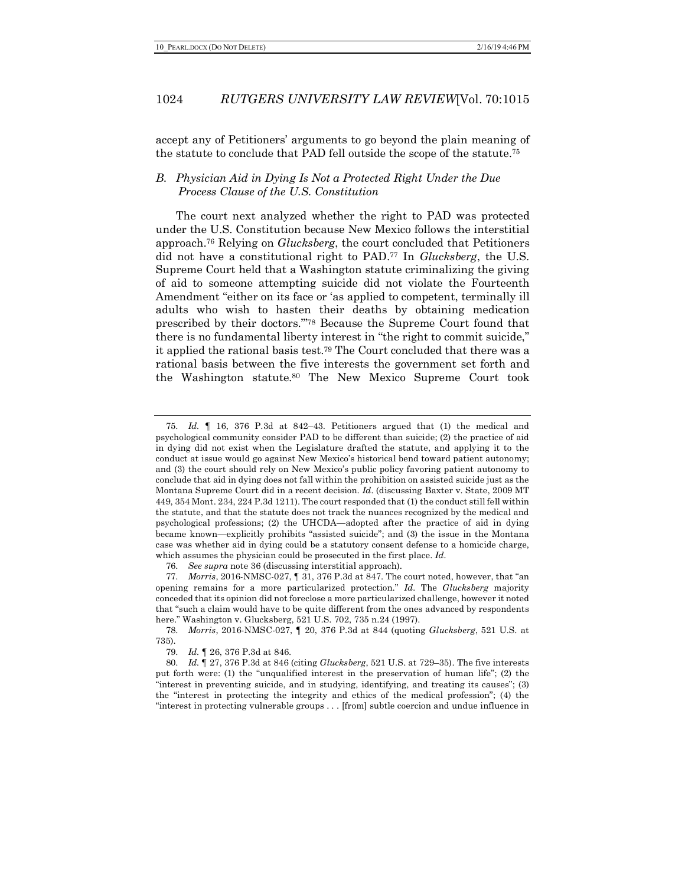accept any of Petitioners' arguments to go beyond the plain meaning of the statute to conclude that PAD fell outside the scope of the statute.[75]

### *B. Physician Aid in Dying Is Not a Protected Right Under the Due Process Clause of the U.S. Constitution*

The court next analyzed whether the right to PAD was protected under the U.S. Constitution because New Mexico follows the interstitial approach.[76] Relying on *Glucksberg*, the court concluded that Petitioners did not have a constitutional right to PAD.[77] In *Glucksberg*, the U.S. Supreme Court held that a Washington statute criminalizing the giving of aid to someone attempting suicide did not violate the Fourteenth Amendment "either on its face or 'as applied to competent, terminally ill adults who wish to hasten their deaths by obtaining medication prescribed by their doctors.'"[78] Because the Supreme Court found that there is no fundamental liberty interest in "the right to commit suicide," it applied the rational basis test.[79] The Court concluded that there was a rational basis between the five interests the government set forth and the Washington statute.[80] The New Mexico Supreme Court took

---

75. *Id.* ¶ 16, 376 P.3d at 842–43. Petitioners argued that (1) the medical and psychological community consider PAD to be different than suicide; (2) the practice of aid in dying did not exist when the Legislature drafted the statute, and applying it to the conduct at issue would go against New Mexico's historical bend toward patient autonomy; and (3) the court should rely on New Mexico's public policy favoring patient autonomy to conclude that aid in dying does not fall within the prohibition on assisted suicide just as the Montana Supreme Court did in a recent decision. *Id*. (discussing Baxter v. State, 2009 MT 449, 354 Mont. 234, 224 P.3d 1211). The court responded that (1) the conduct still fell within the statute, and that the statute does not track the nuances recognized by the medical and psychological professions; (2) the UHCDA—adopted after the practice of aid in dying became known—explicitly prohibits "assisted suicide"; and (3) the issue in the Montana case was whether aid in dying could be a statutory consent defense to a homicide charge, which assumes the physician could be prosecuted in the first place. *Id*.

76. *See supra* note 36 (discussing interstitial approach).

77. *Morris*, 2016-NMSC-027, ¶ 31, 376 P.3d at 847. The court noted, however, that "an opening remains for a more particularized protection." *Id*. The *Glucksberg* majority conceded that its opinion did not foreclose a more particularized challenge, however it noted that "such a claim would have to be quite different from the ones advanced by respondents here." Washington v. Glucksberg, 521 U.S. 702, 735 n.24 (1997).

78. *Morris*, 2016-NMSC-027, ¶ 20, 376 P.3d at 844 (quoting *Glucksberg*, 521 U.S. at 735).

79. *Id.* ¶ 26, 376 P.3d at 846.

80. *Id.* ¶ 27, 376 P.3d at 846 (citing *Glucksberg*, 521 U.S. at 729–35). The five interests put forth were: (1) the "unqualified interest in the preservation of human life"; (2) the "interest in preventing suicide, and in studying, identifying, and treating its causes"; (3) the "interest in protecting the integrity and ethics of the medical profession"; (4) the "interest in protecting vulnerable groups . . . [from] subtle coercion and undue influence in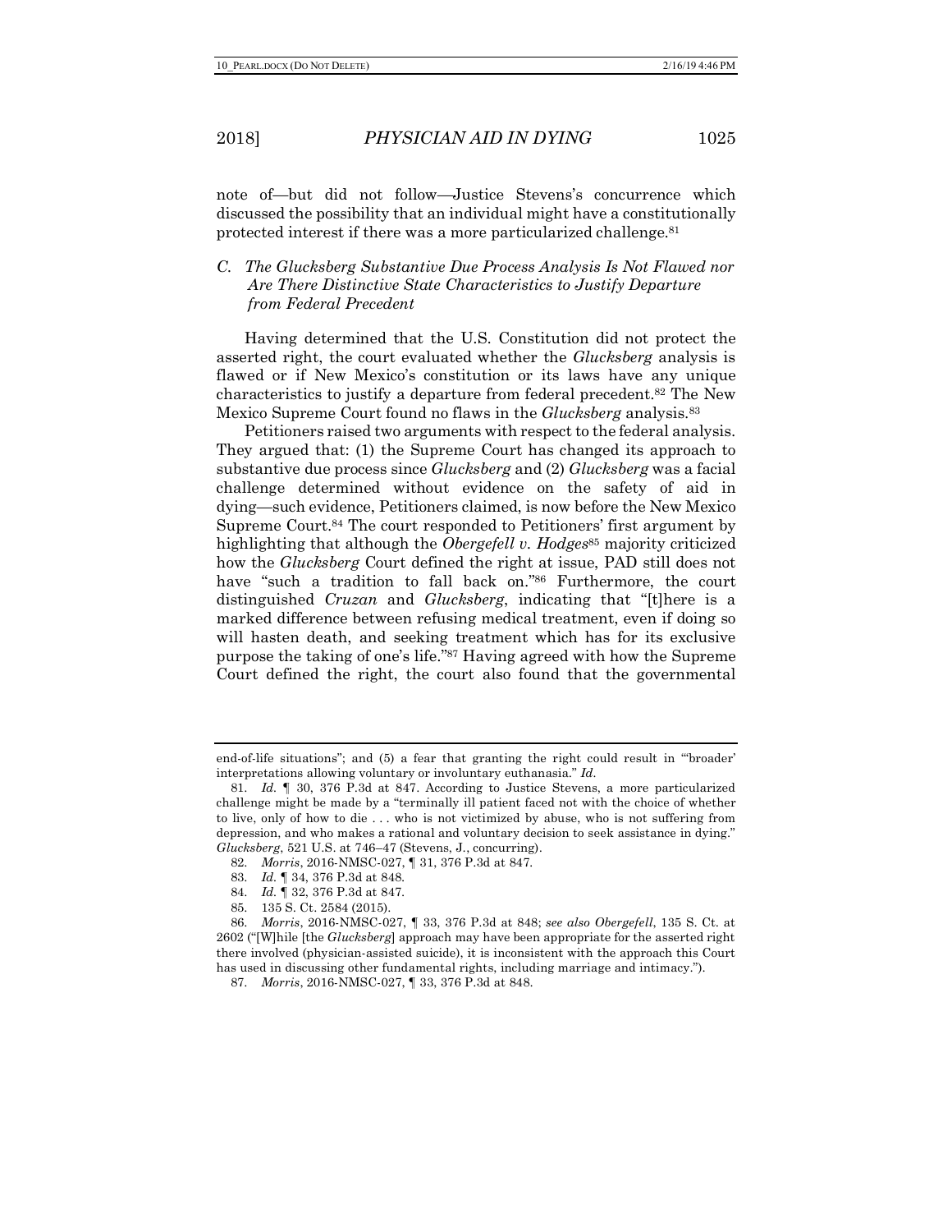note of—but did not follow—Justice Stevens's concurrence which discussed the possibility that an individual might have a constitutionally protected interest if there was a more particularized challenge.[81]

### *C. The Glucksberg Substantive Due Process Analysis Is Not Flawed nor Are There Distinctive State Characteristics to Justify Departure from Federal Precedent*

Having determined that the U.S. Constitution did not protect the asserted right, the court evaluated whether the *Glucksberg* analysis is flawed or if New Mexico's constitution or its laws have any unique characteristics to justify a departure from federal precedent.[82] The New Mexico Supreme Court found no flaws in the *Glucksberg* analysis.[83]

Petitioners raised two arguments with respect to the federal analysis. They argued that: (1) the Supreme Court has changed its approach to substantive due process since *Glucksberg* and (2) *Glucksberg* was a facial challenge determined without evidence on the safety of aid in dying—such evidence, Petitioners claimed, is now before the New Mexico Supreme Court.[84] The court responded to Petitioners' first argument by highlighting that although the *Obergefell v. Hodges*[85] majority criticized how the *Glucksberg* Court defined the right at issue, PAD still does not have "such a tradition to fall back on."[86] Furthermore, the court distinguished *Cruzan* and *Glucksberg*, indicating that "[t]here is a marked difference between refusing medical treatment, even if doing so will hasten death, and seeking treatment which has for its exclusive purpose the taking of one's life."[87] Having agreed with how the Supreme Court defined the right, the court also found that the governmental

---

end-of-life situations"; and (5) a fear that granting the right could result in "'broader' interpretations allowing voluntary or involuntary euthanasia." *Id*.

81. *Id.* ¶ 30, 376 P.3d at 847. According to Justice Stevens, a more particularized challenge might be made by a "terminally ill patient faced not with the choice of whether to live, only of how to die . . . who is not victimized by abuse, who is not suffering from depression, and who makes a rational and voluntary decision to seek assistance in dying." *Glucksberg*, 521 U.S. at 746–47 (Stevens, J., concurring).

82. *Morris*, 2016-NMSC-027, ¶ 31, 376 P.3d at 847.

83. *Id.* ¶ 34, 376 P.3d at 848.

84. *Id.* ¶ 32, 376 P.3d at 847.

85. 135 S. Ct. 2584 (2015).

86. *Morris*, 2016-NMSC-027, ¶ 33, 376 P.3d at 848; *see also Obergefell*, 135 S. Ct. at 2602 ("[W]hile [the *Glucksberg*] approach may have been appropriate for the asserted right there involved (physician-assisted suicide), it is inconsistent with the approach this Court has used in discussing other fundamental rights, including marriage and intimacy.").

87. *Morris*, 2016-NMSC-027, ¶ 33, 376 P.3d at 848.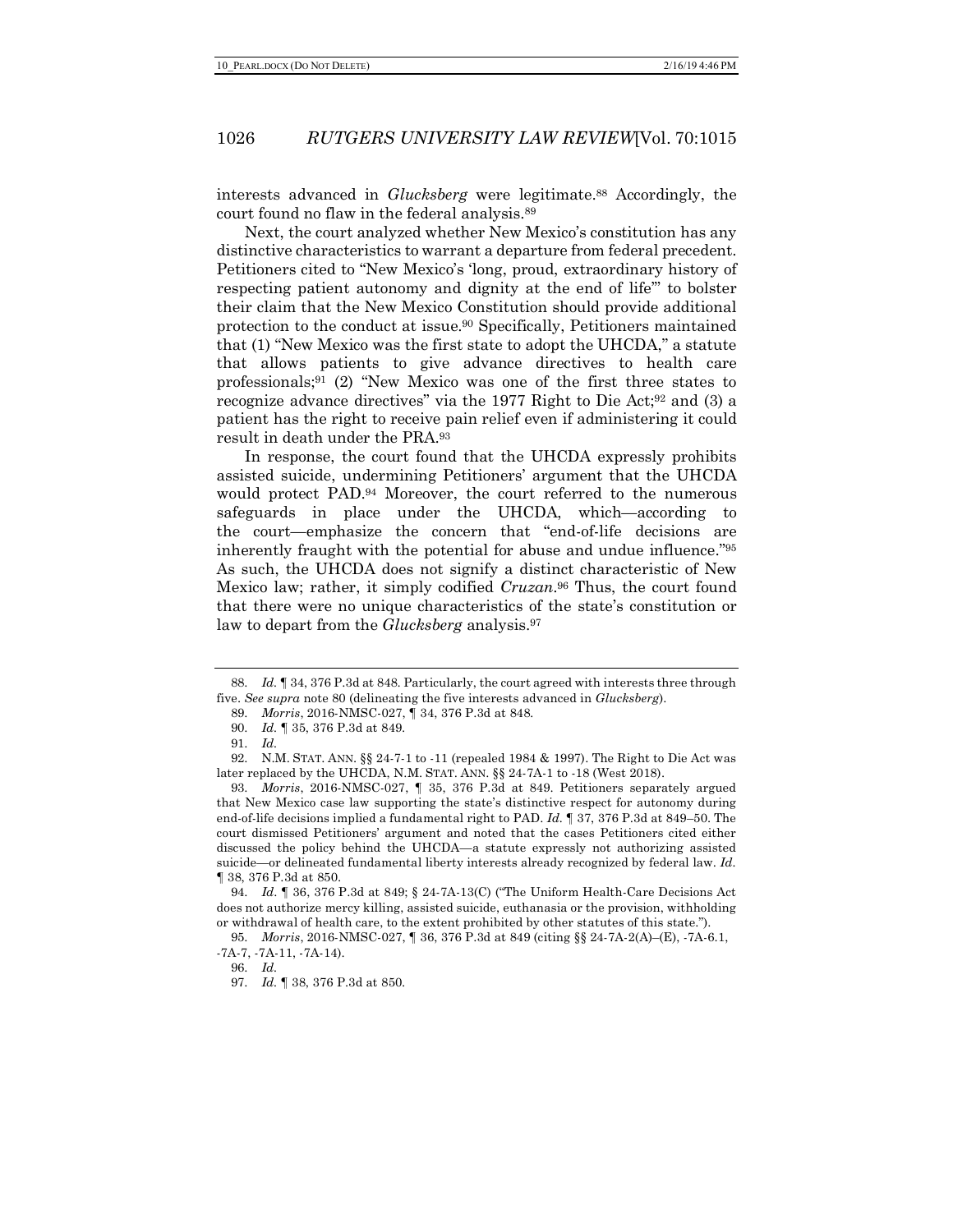interests advanced in *Glucksberg* were legitimate.[88] Accordingly, the court found no flaw in the federal analysis.[89]

Next, the court analyzed whether New Mexico's constitution has any distinctive characteristics to warrant a departure from federal precedent. Petitioners cited to "New Mexico's 'long, proud, extraordinary history of respecting patient autonomy and dignity at the end of life'" to bolster their claim that the New Mexico Constitution should provide additional protection to the conduct at issue.[90] Specifically, Petitioners maintained that (1) "New Mexico was the first state to adopt the UHCDA," a statute that allows patients to give advance directives to health care professionals;[91] (2) "New Mexico was one of the first three states to recognize advance directives" via the 1977 Right to Die Act;[92] and (3) a patient has the right to receive pain relief even if administering it could result in death under the PRA.[93]

In response, the court found that the UHCDA expressly prohibits assisted suicide, undermining Petitioners' argument that the UHCDA would protect PAD.[94] Moreover, the court referred to the numerous safeguards in place under the UHCDA, which—according to the court—emphasize the concern that "end-of-life decisions are inherently fraught with the potential for abuse and undue influence."[95] As such, the UHCDA does not signify a distinct characteristic of New Mexico law; rather, it simply codified *Cruzan*.[96] Thus, the court found that there were no unique characteristics of the state's constitution or law to depart from the *Glucksberg* analysis.[97]

---

88. *Id.* ¶ 34, 376 P.3d at 848. Particularly, the court agreed with interests three through five. *See supra* note 80 (delineating the five interests advanced in *Glucksberg*).

89. *Morris*, 2016-NMSC-027, ¶ 34, 376 P.3d at 848.

90. *Id.* ¶ 35, 376 P.3d at 849.

91. *Id.*

92. N.M. STAT. ANN. §§ 24-7-1 to -11 (repealed 1984 & 1997). The Right to Die Act was later replaced by the UHCDA, N.M. STAT. ANN. §§ 24-7A-1 to -18 (West 2018).

93. *Morris*, 2016-NMSC-027, ¶ 35, 376 P.3d at 849. Petitioners separately argued that New Mexico case law supporting the state's distinctive respect for autonomy during end-of-life decisions implied a fundamental right to PAD. *Id.* ¶ 37, 376 P.3d at 849–50. The court dismissed Petitioners' argument and noted that the cases Petitioners cited either discussed the policy behind the UHCDA—a statute expressly not authorizing assisted suicide—or delineated fundamental liberty interests already recognized by federal law. *Id.* ¶ 38, 376 P.3d at 850.

94. *Id.* ¶ 36, 376 P.3d at 849; § 24-7A-13(C) ("The Uniform Health-Care Decisions Act does not authorize mercy killing, assisted suicide, euthanasia or the provision, withholding or withdrawal of health care, to the extent prohibited by other statutes of this state.").

95. *Morris*, 2016-NMSC-027, ¶ 36, 376 P.3d at 849 (citing §§ 24-7A-2(A)–(E), -7A-6.1, -7A-7, -7A-11, -7A-14).

96. *Id.*

97. *Id.* ¶ 38, 376 P.3d at 850.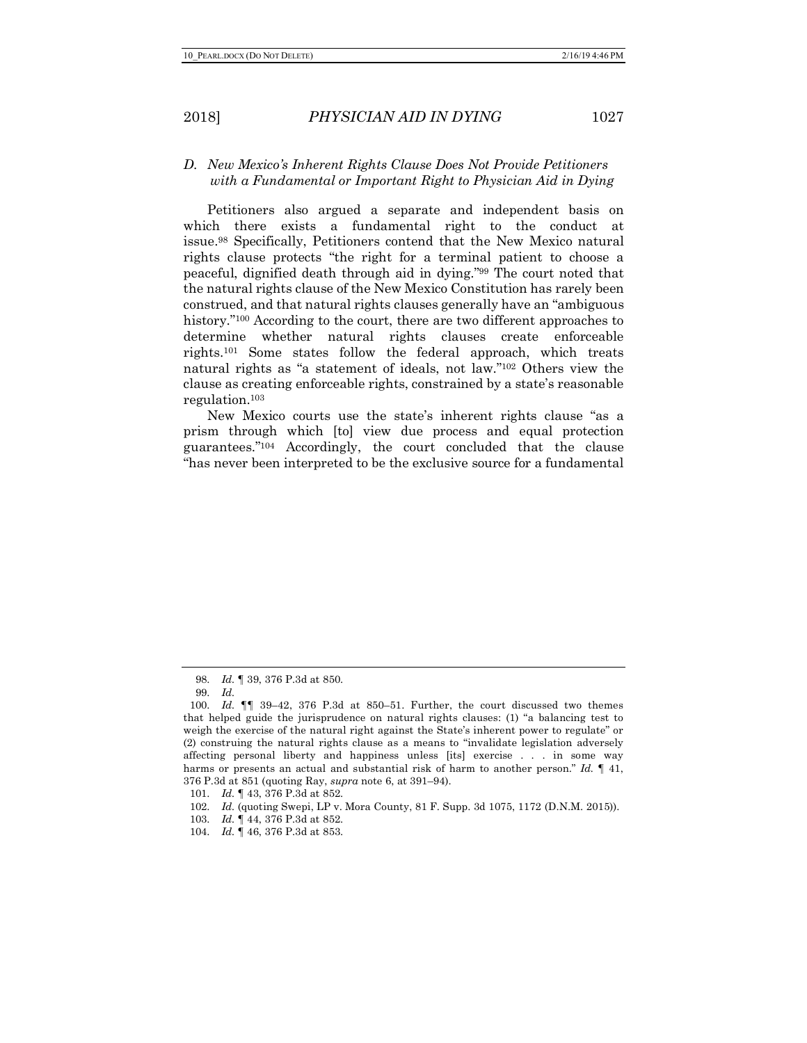### D. *New Mexico's Inherent Rights Clause Does Not Provide Petitioners with a Fundamental or Important Right to Physician Aid in Dying*

Petitioners also argued a separate and independent basis on which there exists a fundamental right to the conduct at issue.[98] Specifically, Petitioners contend that the New Mexico natural rights clause protects "the right for a terminal patient to choose a peaceful, dignified death through aid in dying."[99] The court noted that the natural rights clause of the New Mexico Constitution has rarely been construed, and that natural rights clauses generally have an "ambiguous history."[100] According to the court, there are two different approaches to determine whether natural rights clauses create enforceable rights.[101] Some states follow the federal approach, which treats natural rights as "a statement of ideals, not law."[102] Others view the clause as creating enforceable rights, constrained by a state's reasonable regulation.[103]

New Mexico courts use the state's inherent rights clause "as a prism through which [to] view due process and equal protection guarantees."[104] Accordingly, the court concluded that the clause "has never been interpreted to be the exclusive source for a fundamental

---

98. *Id.* ¶ 39, 376 P.3d at 850.

99. *Id.*

100. *Id.* ¶¶ 39–42, 376 P.3d at 850–51. Further, the court discussed two themes that helped guide the jurisprudence on natural rights clauses: (1) "a balancing test to weigh the exercise of the natural right against the State's inherent power to regulate" or (2) construing the natural rights clause as a means to "invalidate legislation adversely affecting personal liberty and happiness unless [its] exercise . . . in some way harms or presents an actual and substantial risk of harm to another person." *Id.* ¶ 41, 376 P.3d at 851 (quoting Ray, *supra* note 6, at 391–94).

101. *Id.* ¶ 43, 376 P.3d at 852.

102. *Id.* (quoting Swepi, LP v. Mora County, 81 F. Supp. 3d 1075, 1172 (D.N.M. 2015)).

103. *Id.* ¶ 44, 376 P.3d at 852.

104. *Id.* ¶ 46, 376 P.3d at 853.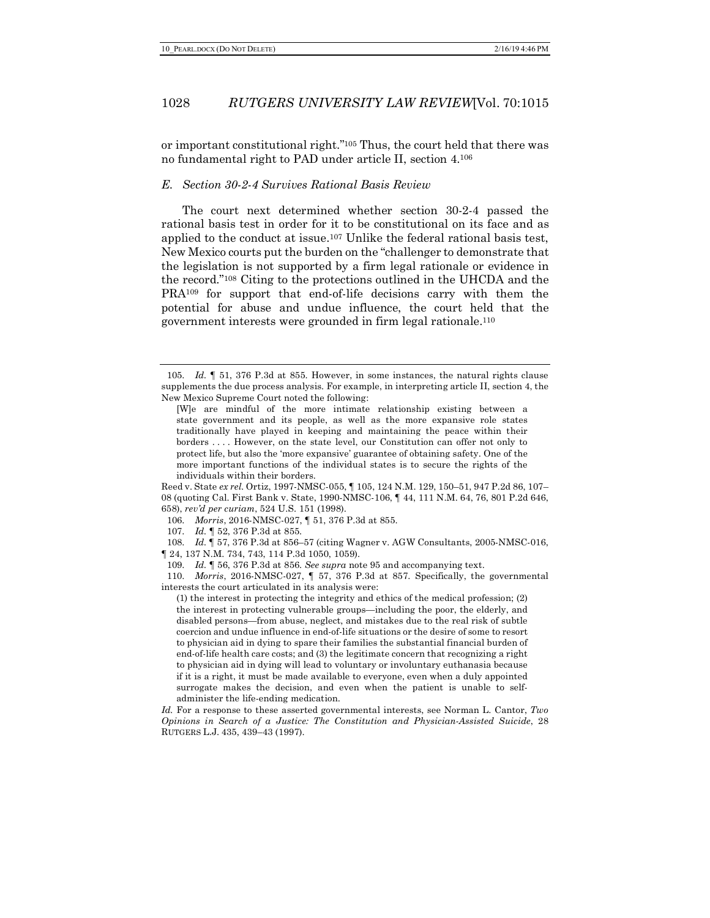or important constitutional right."[105] Thus, the court held that there was no fundamental right to PAD under article II, section 4.[106]

### *E. Section 30-2-4 Survives Rational Basis Review*

The court next determined whether section 30-2-4 passed the rational basis test in order for it to be constitutional on its face and as applied to the conduct at issue.[107] Unlike the federal rational basis test, New Mexico courts put the burden on the "challenger to demonstrate that the legislation is not supported by a firm legal rationale or evidence in the record."[108] Citing to the protections outlined in the UHCDA and the PRA[109] for support that end-of-life decisions carry with them the potential for abuse and undue influence, the court held that the government interests were grounded in firm legal rationale.[110]

---

105. *Id.* ¶ 51, 376 P.3d at 855. However, in some instances, the natural rights clause supplements the due process analysis. For example, in interpreting article II, section 4, the New Mexico Supreme Court noted the following:

> [W]e are mindful of the more intimate relationship existing between a state government and its people, as well as the more expansive role states traditionally have played in keeping and maintaining the peace within their borders . . . . However, on the state level, our Constitution can offer not only to protect life, but also the 'more expansive' guarantee of obtaining safety. One of the more important functions of the individual states is to secure the rights of the individuals within their borders.

Reed v. State *ex rel.* Ortiz, 1997-NMSC-055, ¶ 105, 124 N.M. 129, 150–51, 947 P.2d 86, 107–08 (quoting Cal. First Bank v. State, 1990-NMSC-106, ¶ 44, 111 N.M. 64, 76, 801 P.2d 646, 658), *rev'd per curiam*, 524 U.S. 151 (1998).

106. *Morris*, 2016-NMSC-027, ¶ 51, 376 P.3d at 855.

107. *Id.* ¶ 52, 376 P.3d at 855.

108. *Id.* ¶ 57, 376 P.3d at 856–57 (citing Wagner v. AGW Consultants, 2005-NMSC-016, ¶ 24, 137 N.M. 734, 743, 114 P.3d 1050, 1059).

109. *Id.* ¶ 56, 376 P.3d at 856. *See supra* note 95 and accompanying text.

110. *Morris*, 2016-NMSC-027, ¶ 57, 376 P.3d at 857. Specifically, the governmental interests the court articulated in its analysis were:

> (1) the interest in protecting the integrity and ethics of the medical profession; (2) the interest in protecting vulnerable groups—including the poor, the elderly, and disabled persons—from abuse, neglect, and mistakes due to the real risk of subtle coercion and undue influence in end-of-life situations or the desire of some to resort to physician aid in dying to spare their families the substantial financial burden of end-of-life health care costs; and (3) the legitimate concern that recognizing a right to physician aid in dying will lead to voluntary or involuntary euthanasia because if it is a right, it must be made available to everyone, even when a duly appointed surrogate makes the decision, and even when the patient is unable to self-administer the life-ending medication.

*Id.* For a response to these asserted governmental interests, see Norman L. Cantor, *Two Opinions in Search of a Justice: The Constitution and Physician-Assisted Suicide*, 28 RUTGERS L.J. 435, 439–43 (1997).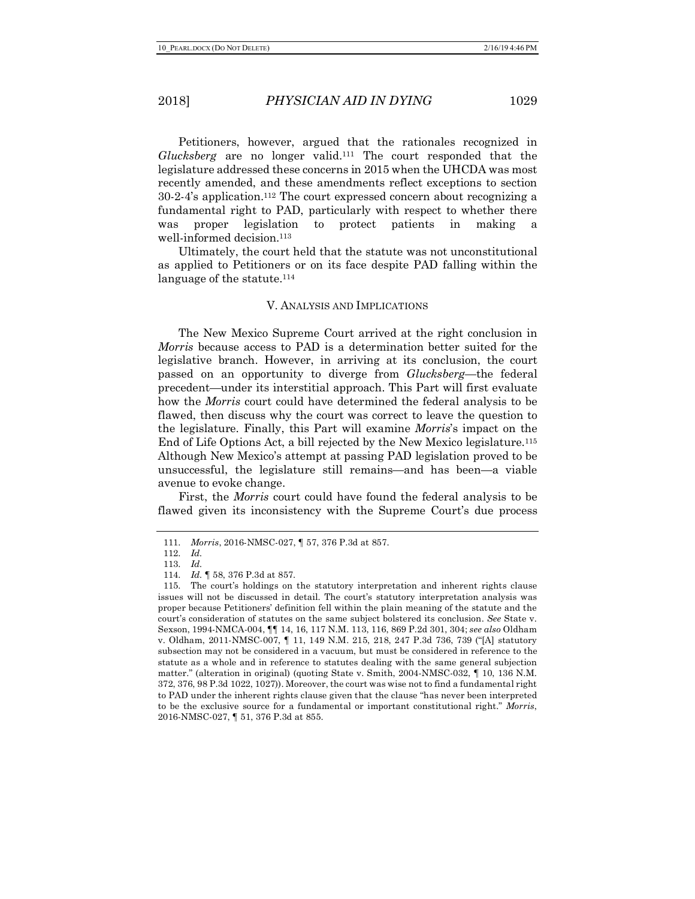Petitioners, however, argued that the rationales recognized in *Glucksberg* are no longer valid.[111] The court responded that the legislature addressed these concerns in 2015 when the UHCDA was most recently amended, and these amendments reflect exceptions to section 30-2-4's application.[112] The court expressed concern about recognizing a fundamental right to PAD, particularly with respect to whether there was proper legislation to protect patients in making a well-informed decision.[113]

Ultimately, the court held that the statute was not unconstitutional as applied to Petitioners or on its face despite PAD falling within the language of the statute.[114]

## V. ANALYSIS AND IMPLICATIONS

The New Mexico Supreme Court arrived at the right conclusion in *Morris* because access to PAD is a determination better suited for the legislative branch. However, in arriving at its conclusion, the court passed on an opportunity to diverge from *Glucksberg*—the federal precedent—under its interstitial approach. This Part will first evaluate how the *Morris* court could have determined the federal analysis to be flawed, then discuss why the court was correct to leave the question to the legislature. Finally, this Part will examine *Morris*'s impact on the End of Life Options Act, a bill rejected by the New Mexico legislature.[115] Although New Mexico's attempt at passing PAD legislation proved to be unsuccessful, the legislature still remains—and has been—a viable avenue to evoke change.

First, the *Morris* court could have found the federal analysis to be flawed given its inconsistency with the Supreme Court's due process

---

111. *Morris*, 2016-NMSC-027, ¶ 57, 376 P.3d at 857.

112. *Id.*

113. *Id.*

114. *Id.* ¶ 58, 376 P.3d at 857.

115. The court's holdings on the statutory interpretation and inherent rights clause issues will not be discussed in detail. The court's statutory interpretation analysis was proper because Petitioners' definition fell within the plain meaning of the statute and the court's consideration of statutes on the same subject bolstered its conclusion. *See* State v. Sexson, 1994-NMCA-004, ¶¶ 14, 16, 117 N.M. 113, 116, 869 P.2d 301, 304; *see also* Oldham v. Oldham, 2011-NMSC-007, ¶ 11, 149 N.M. 215, 218, 247 P.3d 736, 739 ("[A] statutory subsection may not be considered in a vacuum, but must be considered in reference to the statute as a whole and in reference to statutes dealing with the same general subjection matter." (alteration in original) (quoting State v. Smith, 2004-NMSC-032, ¶ 10, 136 N.M. 372, 376, 98 P.3d 1022, 1027)). Moreover, the court was wise not to find a fundamental right to PAD under the inherent rights clause given that the clause "has never been interpreted to be the exclusive source for a fundamental or important constitutional right." *Morris*, 2016-NMSC-027, ¶ 51, 376 P.3d at 855.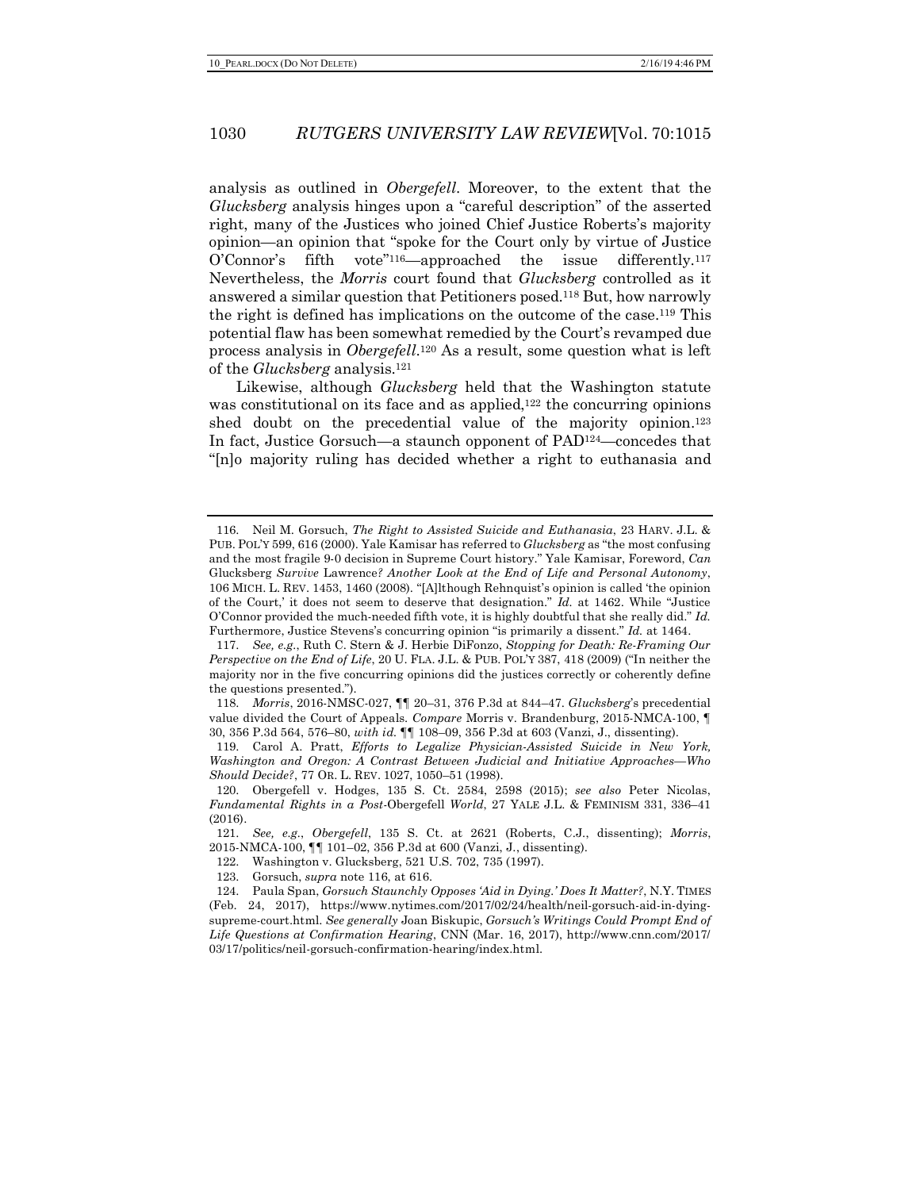analysis as outlined in *Obergefell*. Moreover, to the extent that the *Glucksberg* analysis hinges upon a "careful description" of the asserted right, many of the Justices who joined Chief Justice Roberts's majority opinion—an opinion that "spoke for the Court only by virtue of Justice O'Connor's fifth vote"[116]—approached the issue differently.[117] Nevertheless, the *Morris* court found that *Glucksberg* controlled as it answered a similar question that Petitioners posed.[118] But, how narrowly the right is defined has implications on the outcome of the case.[119] This potential flaw has been somewhat remedied by the Court's revamped due process analysis in *Obergefell*.[120] As a result, some question what is left of the *Glucksberg* analysis.[121]

Likewise, although *Glucksberg* held that the Washington statute was constitutional on its face and as applied,[122] the concurring opinions shed doubt on the precedential value of the majority opinion.[123] In fact, Justice Gorsuch—a staunch opponent of PAD[124]—concedes that "[n]o majority ruling has decided whether a right to euthanasia and

---

116. Neil M. Gorsuch, *The Right to Assisted Suicide and Euthanasia*, 23 HARV. J.L. & PUB. POL'Y 599, 616 (2000). Yale Kamisar has referred to *Glucksberg* as "the most confusing and the most fragile 9-0 decision in Supreme Court history." Yale Kamisar, Foreword, *Can* Glucksberg *Survive* Lawrence*? Another Look at the End of Life and Personal Autonomy*, 106 MICH. L. REV. 1453, 1460 (2008). "[A]lthough Rehnquist's opinion is called 'the opinion of the Court,' it does not seem to deserve that designation." *Id.* at 1462. While "Justice O'Connor provided the much-needed fifth vote, it is highly doubtful that she really did." *Id.* Furthermore, Justice Stevens's concurring opinion "is primarily a dissent." *Id.* at 1464.

117. *See, e.g.*, Ruth C. Stern & J. Herbie DiFonzo, *Stopping for Death: Re-Framing Our Perspective on the End of Life*, 20 U. FLA. J.L. & PUB. POL'Y 387, 418 (2009) ("In neither the majority nor in the five concurring opinions did the justices correctly or coherently define the questions presented.").

118. *Morris*, 2016-NMSC-027, ¶¶ 20–31, 376 P.3d at 844–47. *Glucksberg*'s precedential value divided the Court of Appeals. *Compare* Morris v. Brandenburg, 2015-NMCA-100, ¶ 30, 356 P.3d 564, 576–80, *with id.* ¶¶ 108–09, 356 P.3d at 603 (Vanzi, J., dissenting).

119. Carol A. Pratt, *Efforts to Legalize Physician-Assisted Suicide in New York, Washington and Oregon: A Contrast Between Judicial and Initiative Approaches—Who Should Decide?*, 77 OR. L. REV. 1027, 1050–51 (1998).

120. Obergefell v. Hodges, 135 S. Ct. 2584, 2598 (2015); *see also* Peter Nicolas, *Fundamental Rights in a Post-*Obergefell *World*, 27 YALE J.L. & FEMINISM 331, 336–41 (2016).

121. *See, e.g.*, *Obergefell*, 135 S. Ct. at 2621 (Roberts, C.J., dissenting); *Morris*, 2015-NMCA-100, ¶¶ 101–02, 356 P.3d at 600 (Vanzi, J., dissenting).

122. Washington v. Glucksberg, 521 U.S. 702, 735 (1997).

123. Gorsuch, *supra* note 116, at 616.

124. Paula Span, *Gorsuch Staunchly Opposes 'Aid in Dying.' Does It Matter?*, N.Y. TIMES (Feb. 24, 2017), https://www.nytimes.com/2017/02/24/health/neil-gorsuch-aid-in-dying-supreme-court.html. *See generally* Joan Biskupic, *Gorsuch's Writings Could Prompt End of Life Questions at Confirmation Hearing*, CNN (Mar. 16, 2017), http://www.cnn.com/2017/03/17/politics/neil-gorsuch-confirmation-hearing/index.html.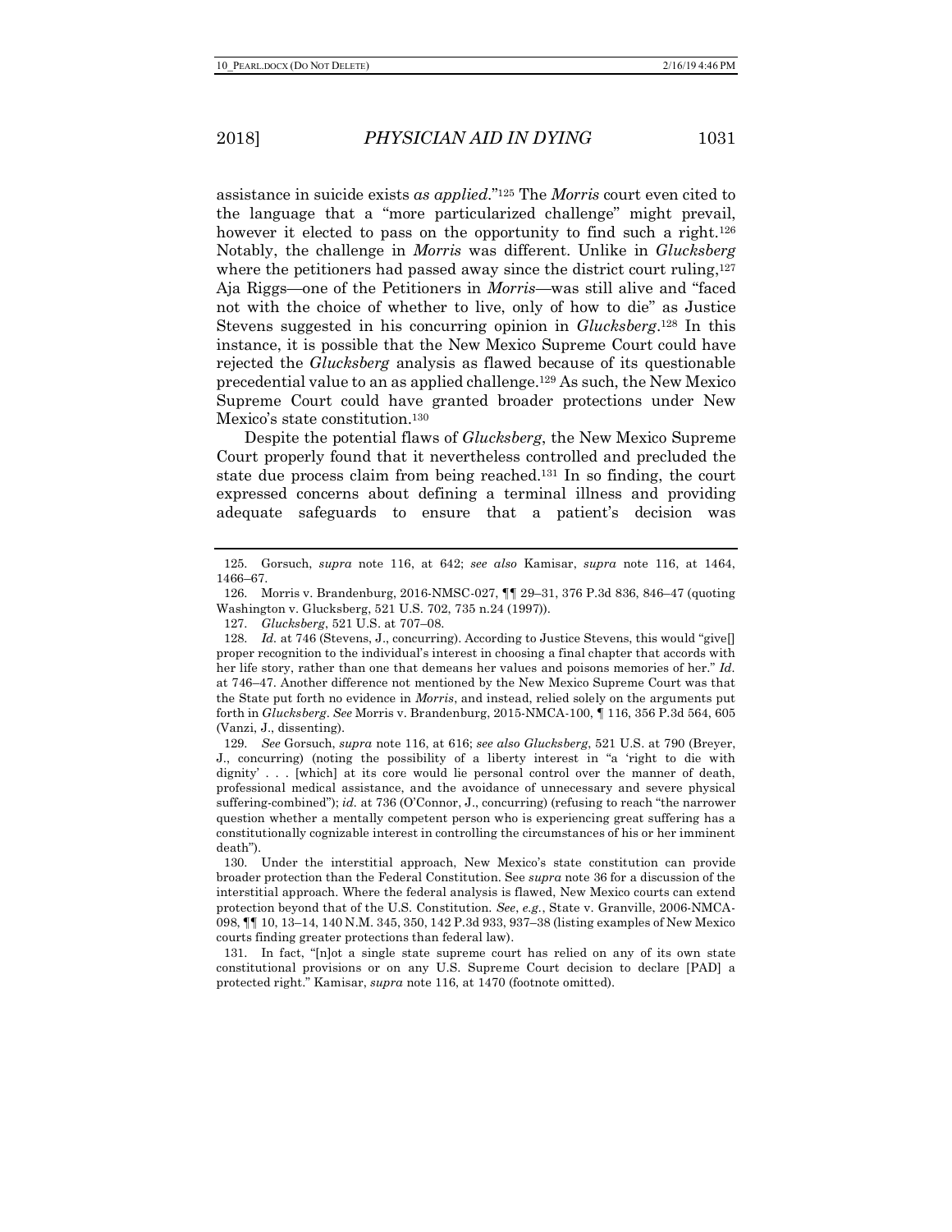assistance in suicide exists *as applied*."[125] The *Morris* court even cited to the language that a "more particularized challenge" might prevail, however it elected to pass on the opportunity to find such a right.[126] Notably, the challenge in *Morris* was different. Unlike in *Glucksberg* where the petitioners had passed away since the district court ruling,[127] Aja Riggs—one of the Petitioners in *Morris*—was still alive and "faced not with the choice of whether to live, only of how to die" as Justice Stevens suggested in his concurring opinion in *Glucksberg*.[128] In this instance, it is possible that the New Mexico Supreme Court could have rejected the *Glucksberg* analysis as flawed because of its questionable precedential value to an as applied challenge.[129] As such, the New Mexico Supreme Court could have granted broader protections under New Mexico's state constitution.[130]

Despite the potential flaws of *Glucksberg*, the New Mexico Supreme Court properly found that it nevertheless controlled and precluded the state due process claim from being reached.[131] In so finding, the court expressed concerns about defining a terminal illness and providing adequate safeguards to ensure that a patient's decision was

---

125. Gorsuch, *supra* note 116, at 642; *see also* Kamisar, *supra* note 116, at 1464, 1466–67.

126. Morris v. Brandenburg, 2016-NMSC-027, ¶¶ 29–31, 376 P.3d 836, 846–47 (quoting Washington v. Glucksberg, 521 U.S. 702, 735 n.24 (1997)).

127. *Glucksberg*, 521 U.S. at 707–08.

128. *Id.* at 746 (Stevens, J., concurring). According to Justice Stevens, this would "give[] proper recognition to the individual's interest in choosing a final chapter that accords with her life story, rather than one that demeans her values and poisons memories of her." *Id.* at 746–47. Another difference not mentioned by the New Mexico Supreme Court was that the State put forth no evidence in *Morris*, and instead, relied solely on the arguments put forth in *Glucksberg*. *See* Morris v. Brandenburg, 2015-NMCA-100, ¶ 116, 356 P.3d 564, 605 (Vanzi, J., dissenting).

129. *See* Gorsuch, *supra* note 116, at 616; *see also Glucksberg*, 521 U.S. at 790 (Breyer, J., concurring) (noting the possibility of a liberty interest in "a 'right to die with dignity' . . . [which] at its core would lie personal control over the manner of death, professional medical assistance, and the avoidance of unnecessary and severe physical suffering-combined"); *id.* at 736 (O'Connor, J., concurring) (refusing to reach "the narrower question whether a mentally competent person who is experiencing great suffering has a constitutionally cognizable interest in controlling the circumstances of his or her imminent death").

130. Under the interstitial approach, New Mexico's state constitution can provide broader protection than the Federal Constitution. See *supra* note 36 for a discussion of the interstitial approach. Where the federal analysis is flawed, New Mexico courts can extend protection beyond that of the U.S. Constitution. *See, e.g.*, State v. Granville, 2006-NMCA-098, ¶¶ 10, 13–14, 140 N.M. 345, 350, 142 P.3d 933, 937–38 (listing examples of New Mexico courts finding greater protections than federal law).

131. In fact, "[n]ot a single state supreme court has relied on any of its own state constitutional provisions or on any U.S. Supreme Court decision to declare [PAD] a protected right." Kamisar, *supra* note 116, at 1470 (footnote omitted).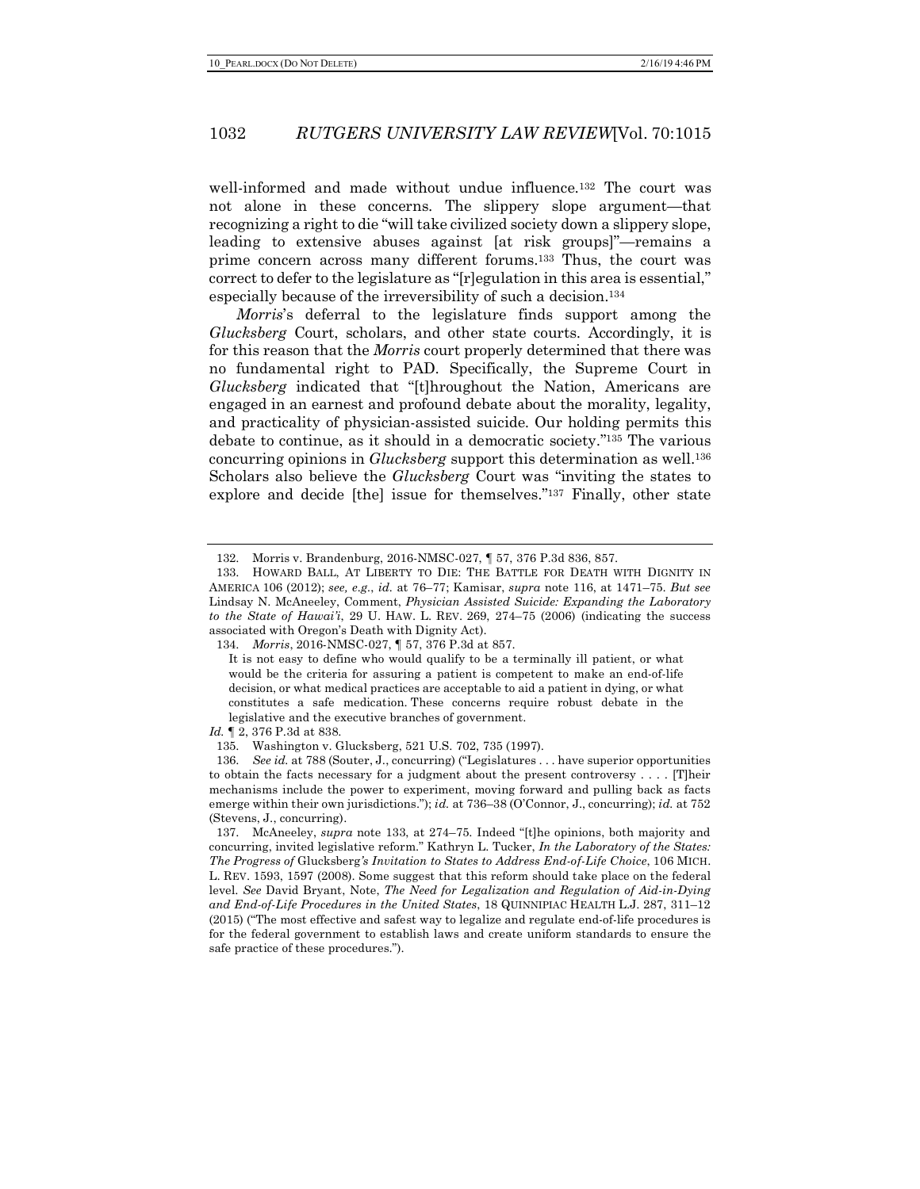well-informed and made without undue influence.[132] The court was not alone in these concerns. The slippery slope argument—that recognizing a right to die "will take civilized society down a slippery slope, leading to extensive abuses against [at risk groups]"—remains a prime concern across many different forums.[133] Thus, the court was correct to defer to the legislature as "[r]egulation in this area is essential," especially because of the irreversibility of such a decision.[134]

*Morris*'s deferral to the legislature finds support among the *Glucksberg* Court, scholars, and other state courts. Accordingly, it is for this reason that the *Morris* court properly determined that there was no fundamental right to PAD. Specifically, the Supreme Court in *Glucksberg* indicated that "[t]hroughout the Nation, Americans are engaged in an earnest and profound debate about the morality, legality, and practicality of physician-assisted suicide. Our holding permits this debate to continue, as it should in a democratic society."[135] The various concurring opinions in *Glucksberg* support this determination as well.[136] Scholars also believe the *Glucksberg* Court was "inviting the states to explore and decide [the] issue for themselves."[137] Finally, other state

---

132. Morris v. Brandenburg, 2016-NMSC-027, ¶ 57, 376 P.3d 836, 857.

133. HOWARD BALL, AT LIBERTY TO DIE: THE BATTLE FOR DEATH WITH DIGNITY IN AMERICA 106 (2012); *see, e.g.*, *id.* at 76–77; Kamisar, *supra* note 116, at 1471–75. *But see* Lindsay N. McAneeley, Comment, *Physician Assisted Suicide: Expanding the Laboratory to the State of Hawai'i*, 29 U. HAW. L. REV. 269, 274–75 (2006) (indicating the success associated with Oregon's Death with Dignity Act).

134. *Morris*, 2016-NMSC-027, ¶ 57, 376 P.3d at 857.

> It is not easy to define who would qualify to be a terminally ill patient, or what would be the criteria for assuring a patient is competent to make an end-of-life decision, or what medical practices are acceptable to aid a patient in dying, or what constitutes a safe medication. These concerns require robust debate in the legislative and the executive branches of government.

*Id.* ¶ 2, 376 P.3d at 838.

135. Washington v. Glucksberg, 521 U.S. 702, 735 (1997).

136. *See id.* at 788 (Souter, J., concurring) ("Legislatures . . . have superior opportunities to obtain the facts necessary for a judgment about the present controversy . . . . [T]heir mechanisms include the power to experiment, moving forward and pulling back as facts emerge within their own jurisdictions."); *id.* at 736–38 (O'Connor, J., concurring); *id.* at 752 (Stevens, J., concurring).

137. McAneeley, *supra* note 133, at 274–75. Indeed "[t]he opinions, both majority and concurring, invited legislative reform." Kathryn L. Tucker, *In the Laboratory of the States: The Progress of* Glucksberg*'s Invitation to States to Address End-of-Life Choice*, 106 MICH. L. REV. 1593, 1597 (2008). Some suggest that this reform should take place on the federal level. *See* David Bryant, Note, *The Need for Legalization and Regulation of Aid-in-Dying and End-of-Life Procedures in the United States*, 18 QUINNIPIAC HEALTH L.J. 287, 311–12 (2015) ("The most effective and safest way to legalize and regulate end-of-life procedures is for the federal government to establish laws and create uniform standards to ensure the safe practice of these procedures.").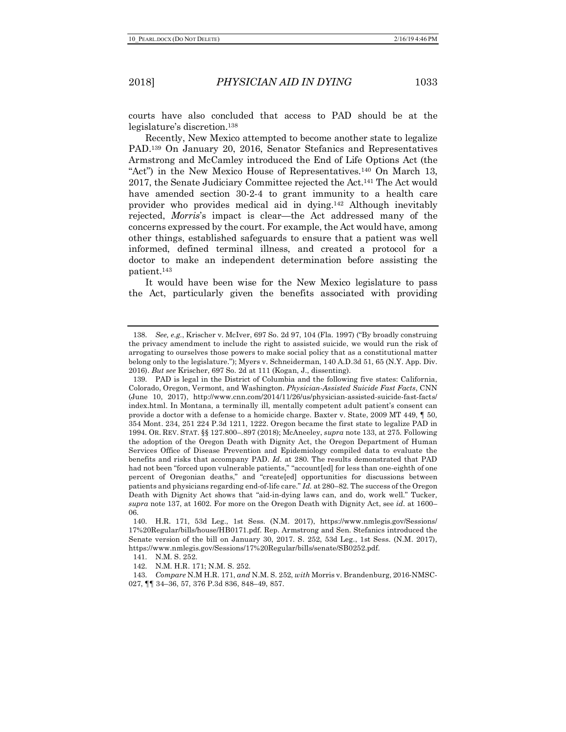courts have also concluded that access to PAD should be at the legislature's discretion.[138]

Recently, New Mexico attempted to become another state to legalize PAD.[139] On January 20, 2016, Senator Stefanics and Representatives Armstrong and McCamley introduced the End of Life Options Act (the "Act") in the New Mexico House of Representatives.[140] On March 13, 2017, the Senate Judiciary Committee rejected the Act.[141] The Act would have amended section 30-2-4 to grant immunity to a health care provider who provides medical aid in dying.[142] Although inevitably rejected, *Morris*'s impact is clear—the Act addressed many of the concerns expressed by the court. For example, the Act would have, among other things, established safeguards to ensure that a patient was well informed, defined terminal illness, and created a protocol for a doctor to make an independent determination before assisting the patient.[143]

It would have been wise for the New Mexico legislature to pass the Act, particularly given the benefits associated with providing

---

138. *See, e.g.*, Krischer v. McIver, 697 So. 2d 97, 104 (Fla. 1997) ("By broadly construing the privacy amendment to include the right to assisted suicide, we would run the risk of arrogating to ourselves those powers to make social policy that as a constitutional matter belong only to the legislature."); Myers v. Schneiderman, 140 A.D.3d 51, 65 (N.Y. App. Div. 2016). *But see* Krischer, 697 So. 2d at 111 (Kogan, J., dissenting).

139. PAD is legal in the District of Columbia and the following five states: California, Colorado, Oregon, Vermont, and Washington. *Physician-Assisted Suicide Fast Facts*, CNN (June 10, 2017), http://www.cnn.com/2014/11/26/us/physician-assisted-suicide-fast-facts/index.html. In Montana, a terminally ill, mentally competent adult patient's consent can provide a doctor with a defense to a homicide charge. Baxter v. State, 2009 MT 449, ¶ 50, 354 Mont. 234, 251 224 P.3d 1211, 1222. Oregon became the first state to legalize PAD in 1994. OR. REV. STAT. §§ 127.800–.897 (2018); McAneeley, *supra* note 133, at 275. Following the adoption of the Oregon Death with Dignity Act, the Oregon Department of Human Services Office of Disease Prevention and Epidemiology compiled data to evaluate the benefits and risks that accompany PAD. *Id.* at 280. The results demonstrated that PAD had not been "forced upon vulnerable patients," "account[ed] for less than one-eighth of one percent of Oregonian deaths," and "create[ed] opportunities for discussions between patients and physicians regarding end-of-life care." *Id.* at 280–82. The success of the Oregon Death with Dignity Act shows that "aid-in-dying laws can, and do, work well." Tucker, *supra* note 137, at 1602. For more on the Oregon Death with Dignity Act, see *id.* at 1600–06.

140. H.R. 171, 53d Leg., 1st Sess. (N.M. 2017), https://www.nmlegis.gov/Sessions/17%20Regular/bills/house/HB0171.pdf. Rep. Armstrong and Sen. Stefanics introduced the Senate version of the bill on January 30, 2017. S. 252, 53d Leg., 1st Sess. (N.M. 2017), https://www.nmlegis.gov/Sessions/17%20Regular/bills/senate/SB0252.pdf.

141. N.M. S. 252.

142. N.M. H.R. 171; N.M. S. 252.

143. *Compare* N.M H.R. 171, *and* N.M. S. 252, *with* Morris v. Brandenburg, 2016-NMSC-027, ¶¶ 34–36, 57, 376 P.3d 836, 848–49, 857.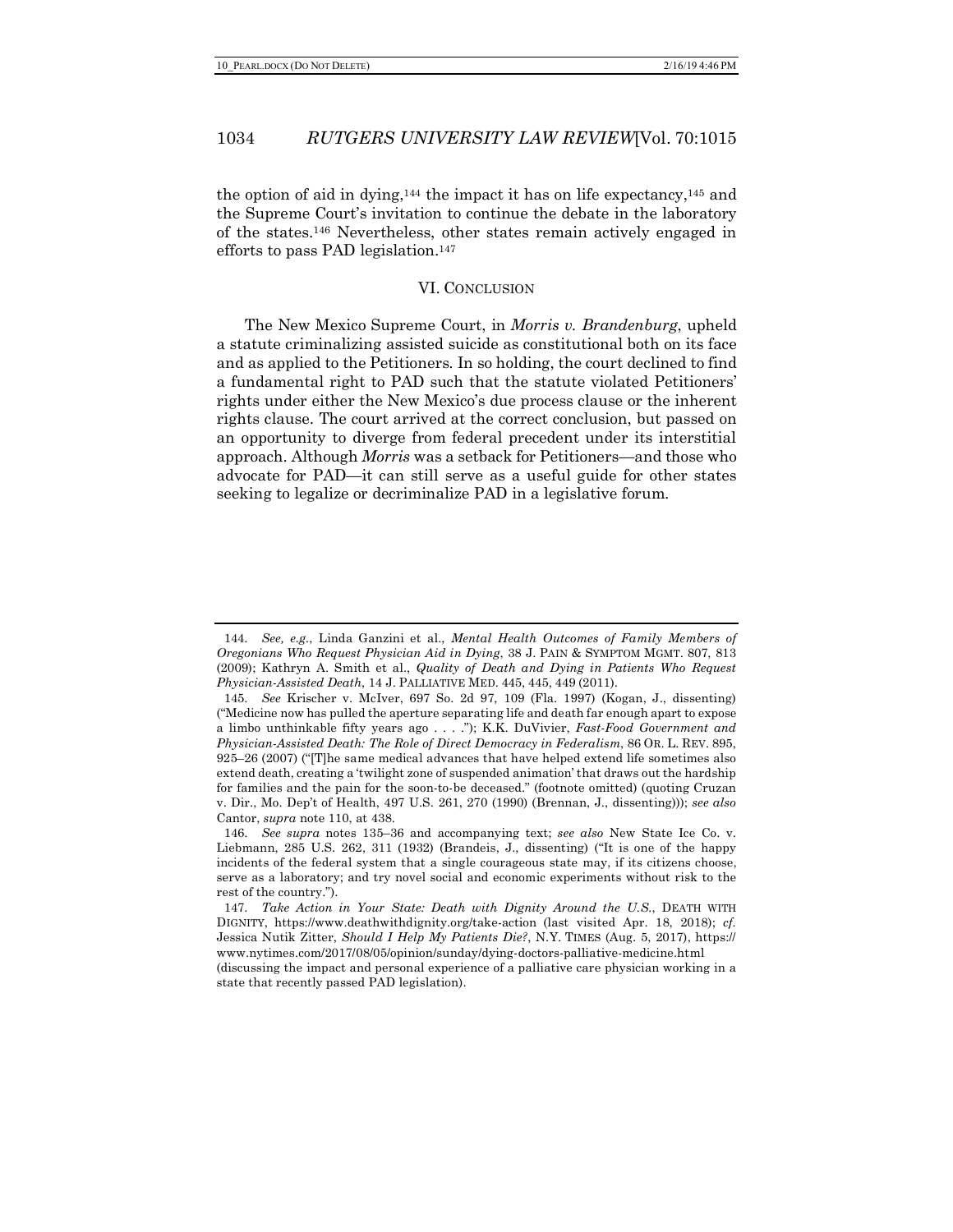the option of aid in dying,[144] the impact it has on life expectancy,[145] and the Supreme Court's invitation to continue the debate in the laboratory of the states.[146] Nevertheless, other states remain actively engaged in efforts to pass PAD legislation.[147]

## VI. CONCLUSION

The New Mexico Supreme Court, in *Morris v. Brandenburg*, upheld a statute criminalizing assisted suicide as constitutional both on its face and as applied to the Petitioners. In so holding, the court declined to find a fundamental right to PAD such that the statute violated Petitioners' rights under either the New Mexico's due process clause or the inherent rights clause. The court arrived at the correct conclusion, but passed on an opportunity to diverge from federal precedent under its interstitial approach. Although *Morris* was a setback for Petitioners—and those who advocate for PAD—it can still serve as a useful guide for other states seeking to legalize or decriminalize PAD in a legislative forum.

---

144. *See, e.g.*, Linda Ganzini et al., *Mental Health Outcomes of Family Members of Oregonians Who Request Physician Aid in Dying*, 38 J. PAIN & SYMPTOM MGMT. 807, 813 (2009); Kathryn A. Smith et al., *Quality of Death and Dying in Patients Who Request Physician-Assisted Death*, 14 J. PALLIATIVE MED. 445, 445, 449 (2011).

145. *See* Krischer v. McIver, 697 So. 2d 97, 109 (Fla. 1997) (Kogan, J., dissenting) ("Medicine now has pulled the aperture separating life and death far enough apart to expose a limbo unthinkable fifty years ago . . . ."); K.K. DuVivier, *Fast-Food Government and Physician-Assisted Death: The Role of Direct Democracy in Federalism*, 86 OR. L. REV. 895, 925–26 (2007) ("[T]he same medical advances that have helped extend life sometimes also extend death, creating a 'twilight zone of suspended animation' that draws out the hardship for families and the pain for the soon-to-be deceased." (footnote omitted) (quoting Cruzan v. Dir., Mo. Dep't of Health, 497 U.S. 261, 270 (1990) (Brennan, J., dissenting))); *see also* Cantor, *supra* note 110, at 438.

146. *See supra* notes 135–36 and accompanying text; *see also* New State Ice Co. v. Liebmann, 285 U.S. 262, 311 (1932) (Brandeis, J., dissenting) ("It is one of the happy incidents of the federal system that a single courageous state may, if its citizens choose, serve as a laboratory; and try novel social and economic experiments without risk to the rest of the country.").

147. *Take Action in Your State: Death with Dignity Around the U.S.*, DEATH WITH DIGNITY, https://www.deathwithdignity.org/take-action (last visited Apr. 18, 2018); *cf.* Jessica Nutik Zitter, *Should I Help My Patients Die?*, N.Y. TIMES (Aug. 5, 2017), https://www.nytimes.com/2017/08/05/opinion/sunday/dying-doctors-palliative-medicine.html (discussing the impact and personal experience of a palliative care physician working in a state that recently passed PAD legislation).